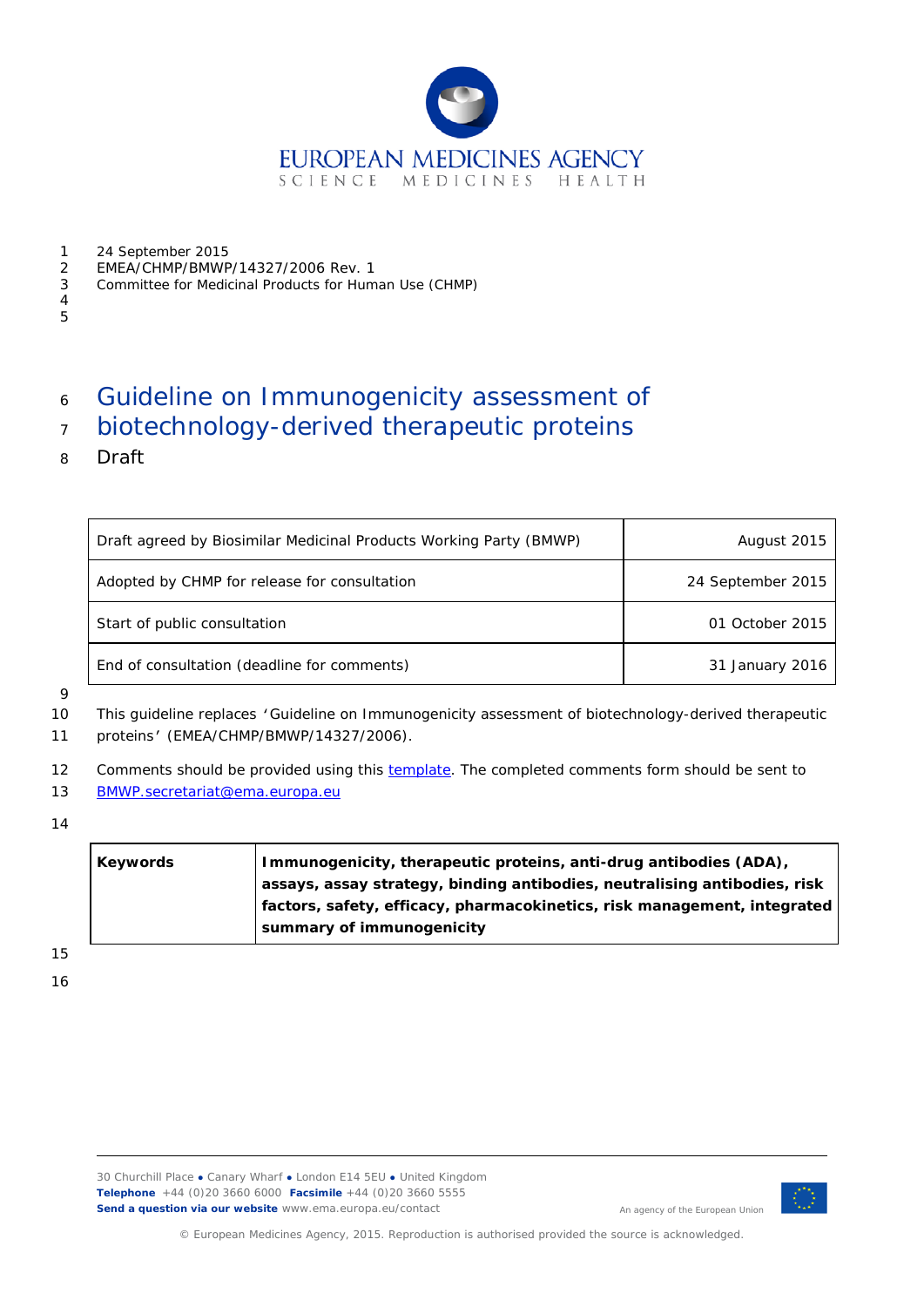EUROPEAN MEDICINES AGENCY
SCIENCE MEDICINES HEALTH

24 September 2015
EMEA/CHMP/BMWP/14327/2006 Rev. 1
Committee for Medicinal Products for Human Use (CHMP)

# Guideline on Immunogenicity assessment of biotechnology-derived therapeutic proteins

Draft

| | |
|---|---|
| Draft agreed by Biosimilar Medicinal Products Working Party (BMWP) | August 2015 |
| Adopted by CHMP for release for consultation | 24 September 2015 |
| Start of public consultation | 01 October 2015 |
| End of consultation (deadline for comments) | 31 January 2016 |

This guideline replaces 'Guideline on Immunogenicity assessment of biotechnology-derived therapeutic proteins' (EMEA/CHMP/BMWP/14327/2006).

Comments should be provided using this template. The completed comments form should be sent to BMWP.secretariat@ema.europa.eu

| | |
|---|---|
| **Keywords** | **Immunogenicity, therapeutic proteins, anti-drug antibodies (ADA), assays, assay strategy, binding antibodies, neutralising antibodies, risk factors, safety, efficacy, pharmacokinetics, risk management, integrated summary of immunogenicity** |

30 Churchill Place ● Canary Wharf ● London E14 5EU ● United Kingdom
**Telephone** +44 (0)20 3660 6000 **Facsimile** +44 (0)20 3660 5555
**Send a question via our website** www.ema.europa.eu/contact

An agency of the European Union

© European Medicines Agency, 2015. Reproduction is authorised provided the source is acknowledged.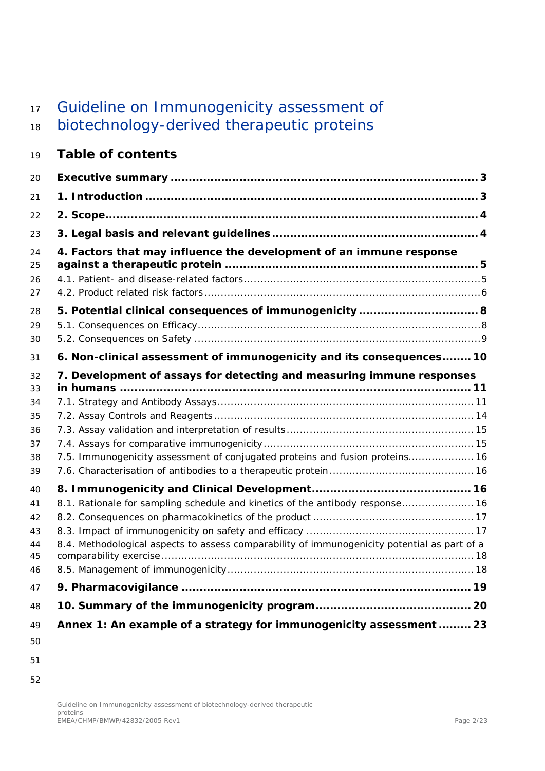# Guideline on Immunogenicity assessment of biotechnology-derived therapeutic proteins

## Table of contents

**Executive summary ........................................................................... 3**

**1. Introduction ................................................................................ 3**

**2. Scope ........................................................................................ 4**

**3. Legal basis and relevant guidelines ............................................... 4**

**4. Factors that may influence the development of an immune response against a therapeutic protein ......................................................................... 5**

4.1. Patient- and disease-related factors ................................................. 5

4.2. Product related risk factors ............................................................ 6

**5. Potential clinical consequences of immunogenicity .............................. 8**

5.1. Consequences on Efficacy ............................................................... 8

5.2. Consequences on Safety ................................................................. 9

**6. Non-clinical assessment of immunogenicity and its consequences ........ 10**

**7. Development of assays for detecting and measuring immune responses in humans ......................................................................................... 11**

7.1. Strategy and Antibody Assays ......................................................... 11

7.2. Assay Controls and Reagents .......................................................... 14

7.3. Assay validation and interpretation of results ................................... 15

7.4. Assays for comparative immunogenicity ........................................... 15

7.5. Immunogenicity assessment of conjugated proteins and fusion proteins .................... 16

7.6. Characterisation of antibodies to a therapeutic protein ....................... 16

**8. Immunogenicity and Clinical Development ........................................ 16**

8.1. Rationale for sampling schedule and kinetics of the antibody response ...................... 16

8.2. Consequences on pharmacokinetics of the product ............................. 17

8.3. Impact of immunogenicity on safety and efficacy ............................... 17

8.4. Methodological aspects to assess comparability of immunogenicity potential as part of a comparability exercise ....................................................................... 18

8.5. Management of immunogenicity ...................................................... 18

**9. Pharmacovigilance ........................................................................ 19**

**10. Summary of the immunogenicity program ......................................... 20**

**Annex 1: An example of a strategy for immunogenicity assessment ......... 23**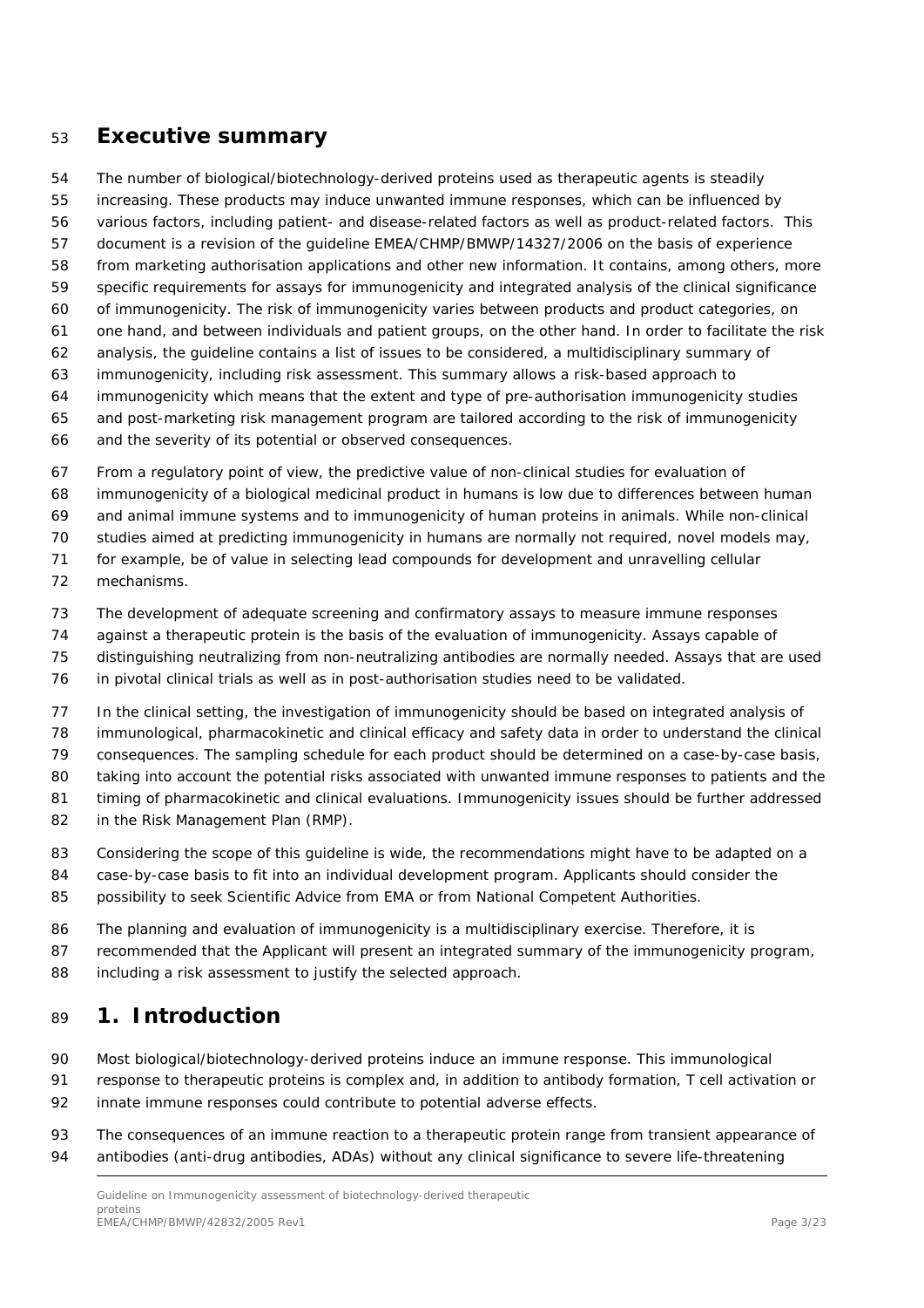# Executive summary

The number of biological/biotechnology-derived proteins used as therapeutic agents is steadily increasing. These products may induce unwanted immune responses, which can be influenced by various factors, including patient- and disease-related factors as well as product-related factors. This document is a revision of the guideline EMEA/CHMP/BMWP/14327/2006 on the basis of experience from marketing authorisation applications and other new information. It contains, among others, more specific requirements for assays for immunogenicity and integrated analysis of the clinical significance of immunogenicity. The risk of immunogenicity varies between products and product categories, on one hand, and between individuals and patient groups, on the other hand. In order to facilitate the risk analysis, the guideline contains a list of issues to be considered, a multidisciplinary summary of immunogenicity, including risk assessment. This summary allows a risk-based approach to immunogenicity which means that the extent and type of pre-authorisation immunogenicity studies and post-marketing risk management program are tailored according to the risk of immunogenicity and the severity of its potential or observed consequences.

From a regulatory point of view, the predictive value of non-clinical studies for evaluation of immunogenicity of a biological medicinal product in humans is low due to differences between human and animal immune systems and to immunogenicity of human proteins in animals. While non-clinical studies aimed at predicting immunogenicity in humans are normally not required, novel models may, for example, be of value in selecting lead compounds for development and unravelling cellular mechanisms.

The development of adequate screening and confirmatory assays to measure immune responses against a therapeutic protein is the basis of the evaluation of immunogenicity. Assays capable of distinguishing neutralizing from non-neutralizing antibodies are normally needed. Assays that are used in pivotal clinical trials as well as in post-authorisation studies need to be validated.

In the clinical setting, the investigation of immunogenicity should be based on integrated analysis of immunological, pharmacokinetic and clinical efficacy and safety data in order to understand the clinical consequences. The sampling schedule for each product should be determined on a case-by-case basis, taking into account the potential risks associated with unwanted immune responses to patients and the timing of pharmacokinetic and clinical evaluations. Immunogenicity issues should be further addressed in the Risk Management Plan (RMP).

Considering the scope of this guideline is wide, the recommendations might have to be adapted on a case-by-case basis to fit into an individual development program. Applicants should consider the possibility to seek Scientific Advice from EMA or from National Competent Authorities.

The planning and evaluation of immunogenicity is a multidisciplinary exercise. Therefore, it is recommended that the Applicant will present an integrated summary of the immunogenicity program, including a risk assessment to justify the selected approach.

# 1. Introduction

Most biological/biotechnology-derived proteins induce an immune response. This immunological response to therapeutic proteins is complex and, in addition to antibody formation, T cell activation or innate immune responses could contribute to potential adverse effects.

The consequences of an immune reaction to a therapeutic protein range from transient appearance of antibodies (anti-drug antibodies, ADAs) without any clinical significance to severe life-threatening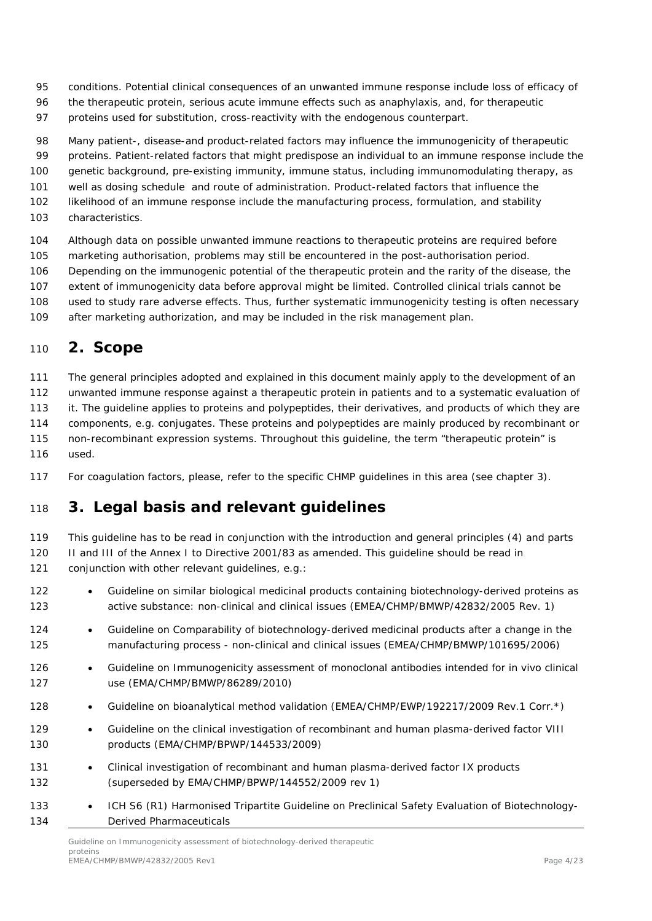conditions. Potential clinical consequences of an unwanted immune response include loss of efficacy of the therapeutic protein, serious acute immune effects such as anaphylaxis, and, for therapeutic proteins used for substitution, cross-reactivity with the endogenous counterpart.

Many patient-, disease-and product-related factors may influence the immunogenicity of therapeutic proteins. Patient-related factors that might predispose an individual to an immune response include the genetic background, pre-existing immunity, immune status, including immunomodulating therapy, as well as dosing schedule  and route of administration. Product-related factors that influence the likelihood of an immune response include the manufacturing process, formulation, and stability characteristics.

Although data on possible unwanted immune reactions to therapeutic proteins are required before marketing authorisation, problems may still be encountered in the post-authorisation period. Depending on the immunogenic potential of the therapeutic protein and the rarity of the disease, the extent of immunogenicity data before approval might be limited. Controlled clinical trials cannot be used to study rare adverse effects. Thus, further systematic immunogenicity testing is often necessary after marketing authorization, and may be included in the risk management plan.

# 2. Scope

The general principles adopted and explained in this document mainly apply to the development of an unwanted immune response against a therapeutic protein in patients and to a systematic evaluation of it. The guideline applies to proteins and polypeptides, their derivatives, and products of which they are components, e.g. conjugates. These proteins and polypeptides are mainly produced by recombinant or non-recombinant expression systems. Throughout this guideline, the term "therapeutic protein" is used.

For coagulation factors, please, refer to the specific CHMP guidelines in this area (see chapter 3).

# 3. Legal basis and relevant guidelines

This guideline has to be read in conjunction with the introduction and general principles (4) and parts II and III of the Annex I to Directive 2001/83 as amended. This guideline should be read in conjunction with other relevant guidelines, e.g.:

- Guideline on similar biological medicinal products containing biotechnology-derived proteins as active substance: non-clinical and clinical issues (EMEA/CHMP/BMWP/42832/2005 Rev. 1)
- Guideline on Comparability of biotechnology-derived medicinal products after a change in the manufacturing process - non-clinical and clinical issues (EMEA/CHMP/BMWP/101695/2006)
- Guideline on Immunogenicity assessment of monoclonal antibodies intended for in vivo clinical use (EMA/CHMP/BMWP/86289/2010)
- Guideline on bioanalytical method validation (EMEA/CHMP/EWP/192217/2009 Rev.1 Corr.*)
- Guideline on the clinical investigation of recombinant and human plasma-derived factor VIII products (EMA/CHMP/BPWP/144533/2009)
- Clinical investigation of recombinant and human plasma-derived factor IX products (superseded by EMA/CHMP/BPWP/144552/2009 rev 1)
- ICH S6 (R1) Harmonised Tripartite Guideline on Preclinical Safety Evaluation of Biotechnology-Derived Pharmaceuticals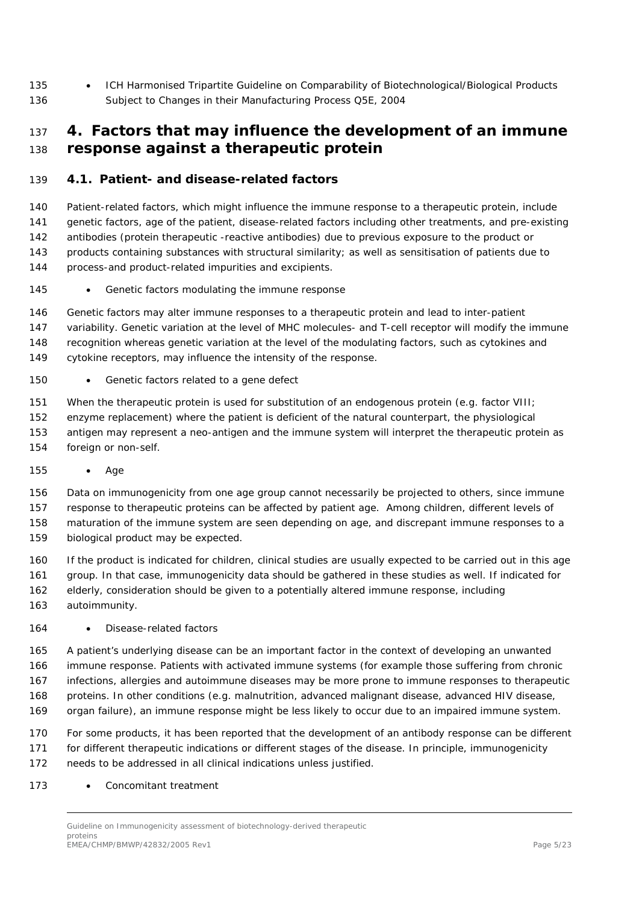- ICH Harmonised Tripartite Guideline on Comparability of Biotechnological/Biological Products Subject to Changes in their Manufacturing Process Q5E, 2004

# 4. Factors that may influence the development of an immune response against a therapeutic protein

## 4.1. Patient- and disease-related factors

Patient-related factors, which might influence the immune response to a therapeutic protein, include genetic factors, age of the patient, disease-related factors including other treatments, and pre-existing antibodies (protein therapeutic -reactive antibodies) due to previous exposure to the product or products containing substances with structural similarity; as well as sensitisation of patients due to process-and product-related impurities and excipients.

- Genetic factors modulating the immune response

Genetic factors may alter immune responses to a therapeutic protein and lead to inter-patient variability. Genetic variation at the level of MHC molecules- and T-cell receptor will modify the immune recognition whereas genetic variation at the level of the modulating factors, such as cytokines and cytokine receptors, may influence the intensity of the response.

- Genetic factors related to a gene defect

When the therapeutic protein is used for substitution of an endogenous protein (e.g. factor VIII; enzyme replacement) where the patient is deficient of the natural counterpart, the physiological antigen may represent a neo-antigen and the immune system will interpret the therapeutic protein as foreign or non-self.

- Age

Data on immunogenicity from one age group cannot necessarily be projected to others, since immune response to therapeutic proteins can be affected by patient age. Among children, different levels of maturation of the immune system are seen depending on age, and discrepant immune responses to a biological product may be expected.

If the product is indicated for children, clinical studies are usually expected to be carried out in this age group. In that case, immunogenicity data should be gathered in these studies as well. If indicated for elderly, consideration should be given to a potentially altered immune response, including autoimmunity.

- Disease-related factors

A patient's underlying disease can be an important factor in the context of developing an unwanted immune response. Patients with activated immune systems (for example those suffering from chronic infections, allergies and autoimmune diseases may be more prone to immune responses to therapeutic proteins. In other conditions (e.g. malnutrition, advanced malignant disease, advanced HIV disease, organ failure), an immune response might be less likely to occur due to an impaired immune system.

For some products, it has been reported that the development of an antibody response can be different for different therapeutic indications or different stages of the disease. In principle, immunogenicity needs to be addressed in all clinical indications unless justified.

- Concomitant treatment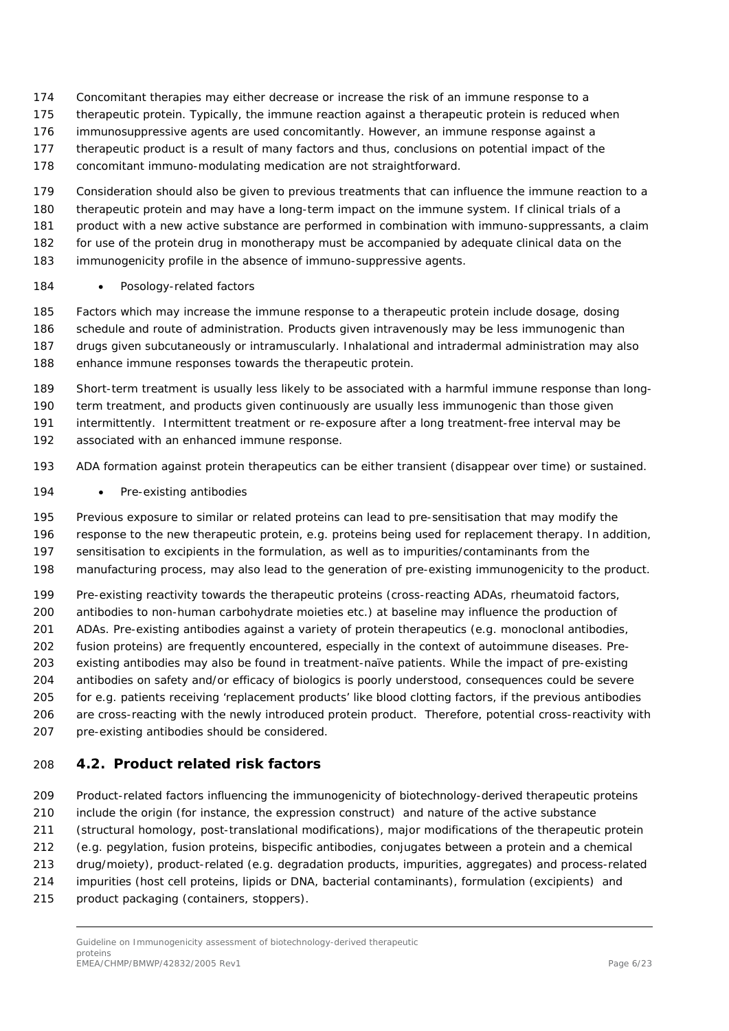Concomitant therapies may either decrease or increase the risk of an immune response to a therapeutic protein. Typically, the immune reaction against a therapeutic protein is reduced when immunosuppressive agents are used concomitantly. However, an immune response against a therapeutic product is a result of many factors and thus, conclusions on potential impact of the concomitant immuno-modulating medication are not straightforward.

Consideration should also be given to previous treatments that can influence the immune reaction to a therapeutic protein and may have a long-term impact on the immune system. If clinical trials of a product with a new active substance are performed in combination with immuno-suppressants, a claim for use of the protein drug in monotherapy must be accompanied by adequate clinical data on the immunogenicity profile in the absence of immuno-suppressive agents.

- *Posology-related factors*

Factors which may increase the immune response to a therapeutic protein include dosage, dosing schedule and route of administration. Products given intravenously may be less immunogenic than drugs given subcutaneously or intramuscularly. Inhalational and intradermal administration may also enhance immune responses towards the therapeutic protein.

Short-term treatment is usually less likely to be associated with a harmful immune response than long-term treatment, and products given continuously are usually less immunogenic than those given intermittently. Intermittent treatment or re-exposure after a long treatment-free interval may be associated with an enhanced immune response.

ADA formation against protein therapeutics can be either transient (disappear over time) or sustained.

- *Pre-existing antibodies*

Previous exposure to similar or related proteins can lead to pre-sensitisation that may modify the response to the new therapeutic protein, e.g. proteins being used for replacement therapy. In addition, sensitisation to excipients in the formulation, as well as to impurities/contaminants from the manufacturing process, may also lead to the generation of pre-existing immunogenicity to the product.

Pre-existing reactivity towards the therapeutic proteins (cross-reacting ADAs, rheumatoid factors, antibodies to non-human carbohydrate moieties etc.) at baseline may influence the production of ADAs. Pre-existing antibodies against a variety of protein therapeutics (e.g. monoclonal antibodies, fusion proteins) are frequently encountered, especially in the context of autoimmune diseases. Pre-existing antibodies may also be found in treatment-naïve patients. While the impact of pre-existing antibodies on safety and/or efficacy of biologics is poorly understood, consequences could be severe for e.g. patients receiving 'replacement products' like blood clotting factors, if the previous antibodies are cross-reacting with the newly introduced protein product. Therefore, potential cross-reactivity with pre-existing antibodies should be considered.

## 4.2. Product related risk factors

Product-related factors influencing the immunogenicity of biotechnology-derived therapeutic proteins include the origin (for instance, the expression construct) and nature of the active substance (structural homology, post-translational modifications), major modifications of the therapeutic protein (e.g. pegylation, fusion proteins, bispecific antibodies, conjugates between a protein and a chemical drug/moiety), product-related (e.g. degradation products, impurities, aggregates) and process-related impurities (host cell proteins, lipids or DNA, bacterial contaminants), formulation (excipients) and product packaging (containers, stoppers).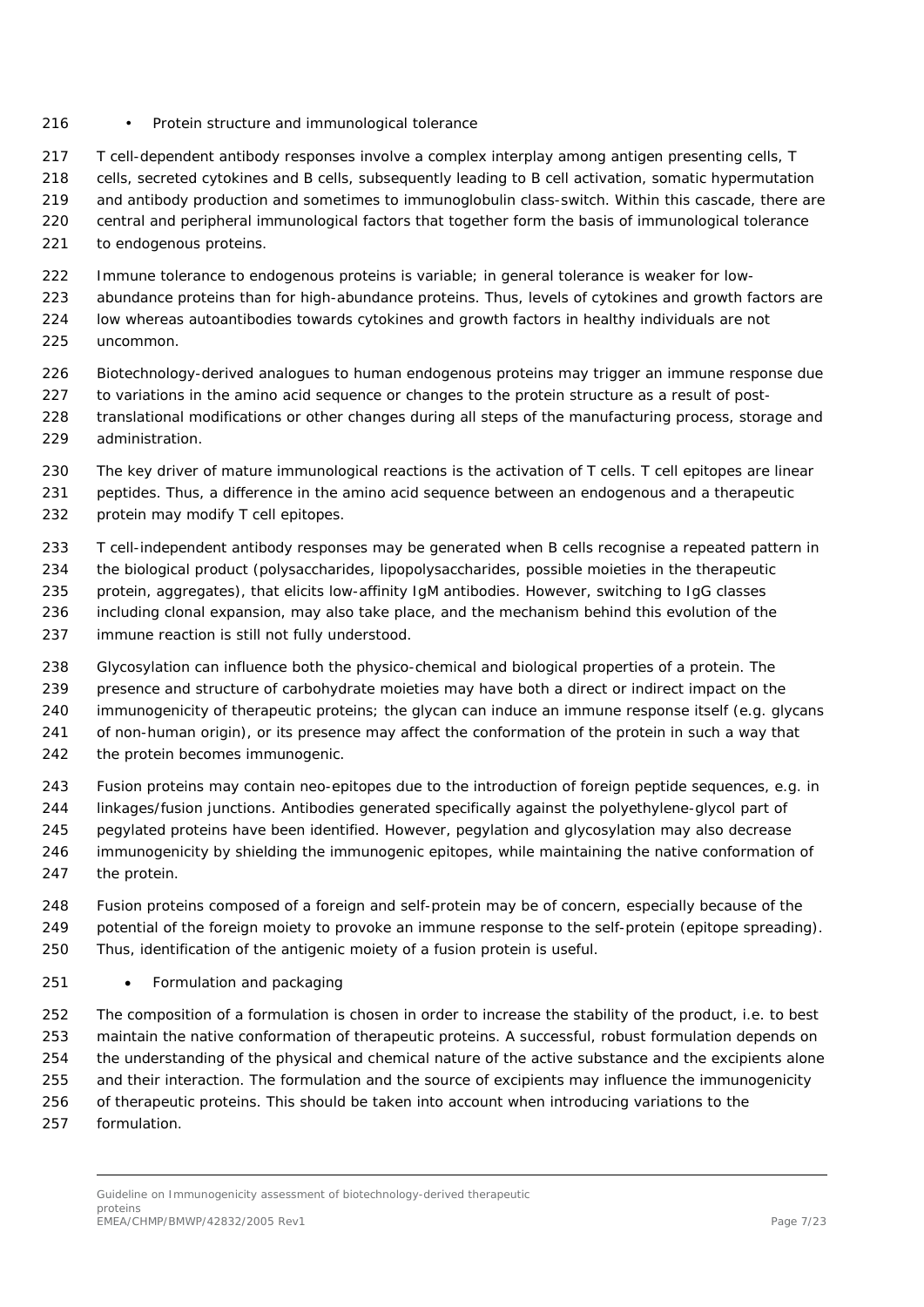- Protein structure and immunological tolerance

T cell-dependent antibody responses involve a complex interplay among antigen presenting cells, T cells, secreted cytokines and B cells, subsequently leading to B cell activation, somatic hypermutation and antibody production and sometimes to immunoglobulin class-switch. Within this cascade, there are central and peripheral immunological factors that together form the basis of immunological tolerance to endogenous proteins.

Immune tolerance to endogenous proteins is variable; in general tolerance is weaker for low-abundance proteins than for high-abundance proteins. Thus, levels of cytokines and growth factors are low whereas autoantibodies towards cytokines and growth factors in healthy individuals are not uncommon.

Biotechnology-derived analogues to human endogenous proteins may trigger an immune response due to variations in the amino acid sequence or changes to the protein structure as a result of post-translational modifications or other changes during all steps of the manufacturing process, storage and administration.

The key driver of mature immunological reactions is the activation of T cells. T cell epitopes are linear peptides. Thus, a difference in the amino acid sequence between an endogenous and a therapeutic protein may modify T cell epitopes.

T cell-independent antibody responses may be generated when B cells recognise a repeated pattern in the biological product (polysaccharides, lipopolysaccharides, possible moieties in the therapeutic protein, aggregates), that elicits low-affinity IgM antibodies. However, switching to IgG classes including clonal expansion, may also take place, and the mechanism behind this evolution of the immune reaction is still not fully understood.

Glycosylation can influence both the physico-chemical and biological properties of a protein. The presence and structure of carbohydrate moieties may have both a direct or indirect impact on the immunogenicity of therapeutic proteins; the glycan can induce an immune response itself (e.g. glycans of non-human origin), or its presence may affect the conformation of the protein in such a way that the protein becomes immunogenic.

Fusion proteins may contain neo-epitopes due to the introduction of foreign peptide sequences, e.g. in linkages/fusion junctions. Antibodies generated specifically against the polyethylene-glycol part of pegylated proteins have been identified. However, pegylation and glycosylation may also decrease immunogenicity by shielding the immunogenic epitopes, while maintaining the native conformation of the protein.

Fusion proteins composed of a foreign and self-protein may be of concern, especially because of the potential of the foreign moiety to provoke an immune response to the self-protein (epitope spreading). Thus, identification of the antigenic moiety of a fusion protein is useful.

- Formulation and packaging

The composition of a formulation is chosen in order to increase the stability of the product, i.e. to best maintain the native conformation of therapeutic proteins. A successful, robust formulation depends on the understanding of the physical and chemical nature of the active substance and the excipients alone and their interaction. The formulation and the source of excipients may influence the immunogenicity of therapeutic proteins. This should be taken into account when introducing variations to the formulation.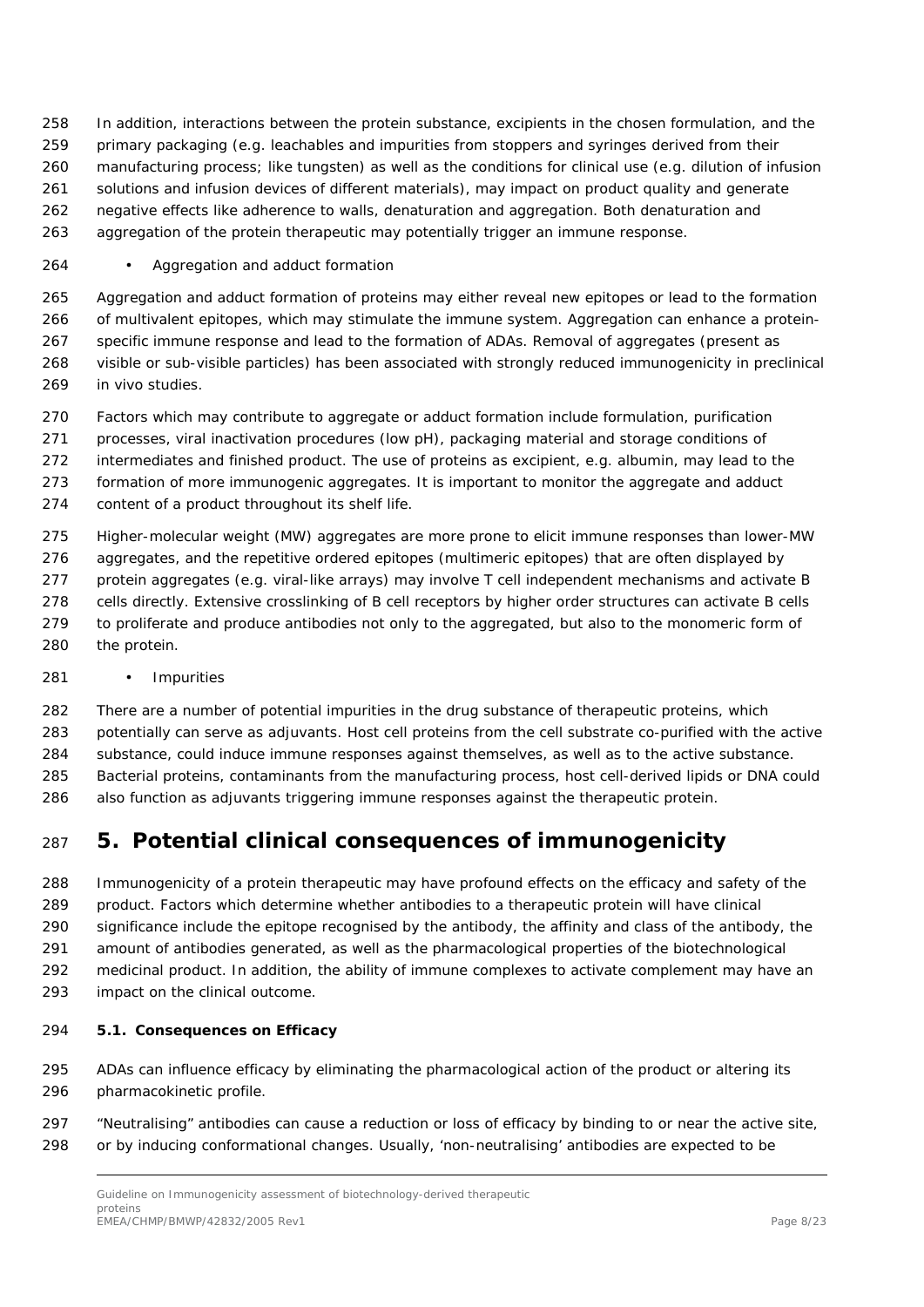In addition, interactions between the protein substance, excipients in the chosen formulation, and the primary packaging (e.g. leachables and impurities from stoppers and syringes derived from their manufacturing process; like tungsten) as well as the conditions for clinical use (e.g. dilution of infusion solutions and infusion devices of different materials), may impact on product quality and generate negative effects like adherence to walls, denaturation and aggregation. Both denaturation and aggregation of the protein therapeutic may potentially trigger an immune response.

- Aggregation and adduct formation

Aggregation and adduct formation of proteins may either reveal new epitopes or lead to the formation of multivalent epitopes, which may stimulate the immune system. Aggregation can enhance a protein-specific immune response and lead to the formation of ADAs. Removal of aggregates (present as visible or sub-visible particles) has been associated with strongly reduced immunogenicity in preclinical in vivo studies.

Factors which may contribute to aggregate or adduct formation include formulation, purification processes, viral inactivation procedures (low pH), packaging material and storage conditions of intermediates and finished product. The use of proteins as excipient, e.g. albumin, may lead to the formation of more immunogenic aggregates. It is important to monitor the aggregate and adduct content of a product throughout its shelf life.

Higher-molecular weight (MW) aggregates are more prone to elicit immune responses than lower-MW aggregates, and the repetitive ordered epitopes (multimeric epitopes) that are often displayed by protein aggregates (e.g. viral-like arrays) may involve T cell independent mechanisms and activate B cells directly. Extensive crosslinking of B cell receptors by higher order structures can activate B cells to proliferate and produce antibodies not only to the aggregated, but also to the monomeric form of the protein.

- Impurities

There are a number of potential impurities in the drug substance of therapeutic proteins, which potentially can serve as adjuvants. Host cell proteins from the cell substrate co-purified with the active substance, could induce immune responses against themselves, as well as to the active substance. Bacterial proteins, contaminants from the manufacturing process, host cell-derived lipids or DNA could also function as adjuvants triggering immune responses against the therapeutic protein.

# 5. Potential clinical consequences of immunogenicity

Immunogenicity of a protein therapeutic may have profound effects on the efficacy and safety of the product. Factors which determine whether antibodies to a therapeutic protein will have clinical significance include the epitope recognised by the antibody, the affinity and class of the antibody, the amount of antibodies generated, as well as the pharmacological properties of the biotechnological medicinal product. In addition, the ability of immune complexes to activate complement may have an impact on the clinical outcome.

## 5.1. Consequences on Efficacy

ADAs can influence efficacy by eliminating the pharmacological action of the product or altering its pharmacokinetic profile.

"Neutralising" antibodies can cause a reduction or loss of efficacy by binding to or near the active site, or by inducing conformational changes. Usually, 'non-neutralising' antibodies are expected to be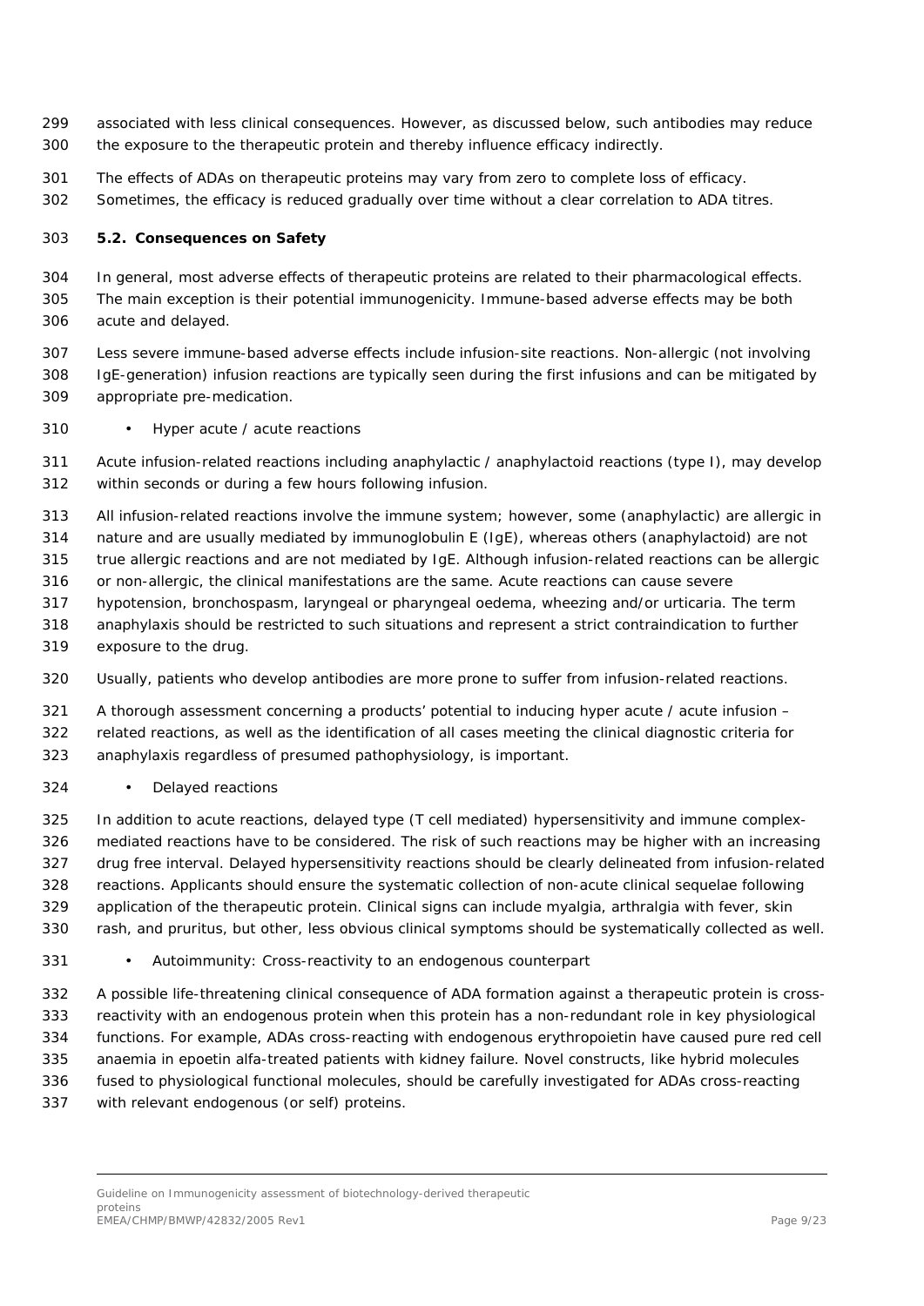associated with less clinical consequences. However, as discussed below, such antibodies may reduce the exposure to the therapeutic protein and thereby influence efficacy indirectly.

The effects of ADAs on therapeutic proteins may vary from zero to complete loss of efficacy. Sometimes, the efficacy is reduced gradually over time without a clear correlation to ADA titres.

### 5.2. Consequences on Safety

In general, most adverse effects of therapeutic proteins are related to their pharmacological effects. The main exception is their potential immunogenicity. Immune-based adverse effects may be both acute and delayed.

Less severe immune-based adverse effects include infusion-site reactions. Non-allergic (not involving IgE-generation) infusion reactions are typically seen during the first infusions and can be mitigated by appropriate pre-medication.

- Hyper acute / acute reactions

Acute infusion-related reactions including anaphylactic / anaphylactoid reactions (type I), may develop within seconds or during a few hours following infusion.

All infusion-related reactions involve the immune system; however, some (anaphylactic) are allergic in nature and are usually mediated by immunoglobulin E (IgE), whereas others (anaphylactoid) are not true allergic reactions and are not mediated by IgE. Although infusion-related reactions can be allergic or non-allergic, the clinical manifestations are the same. Acute reactions can cause severe hypotension, bronchospasm, laryngeal or pharyngeal oedema, wheezing and/or urticaria. The term anaphylaxis should be restricted to such situations and represent a strict contraindication to further exposure to the drug.

Usually, patients who develop antibodies are more prone to suffer from infusion-related reactions.

A thorough assessment concerning a products' potential to inducing hyper acute / acute infusion – related reactions, as well as the identification of all cases meeting the clinical diagnostic criteria for anaphylaxis regardless of presumed pathophysiology, is important.

- Delayed reactions

In addition to acute reactions, delayed type (T cell mediated) hypersensitivity and immune complex-mediated reactions have to be considered. The risk of such reactions may be higher with an increasing drug free interval. Delayed hypersensitivity reactions should be clearly delineated from infusion-related reactions. Applicants should ensure the systematic collection of non-acute clinical sequelae following application of the therapeutic protein. Clinical signs can include myalgia, arthralgia with fever, skin rash, and pruritus, but other, less obvious clinical symptoms should be systematically collected as well.

- Autoimmunity: Cross-reactivity to an endogenous counterpart

A possible life-threatening clinical consequence of ADA formation against a therapeutic protein is cross-reactivity with an endogenous protein when this protein has a non-redundant role in key physiological functions. For example, ADAs cross-reacting with endogenous erythropoietin have caused pure red cell anaemia in epoetin alfa-treated patients with kidney failure. Novel constructs, like hybrid molecules fused to physiological functional molecules, should be carefully investigated for ADAs cross-reacting with relevant endogenous (or self) proteins.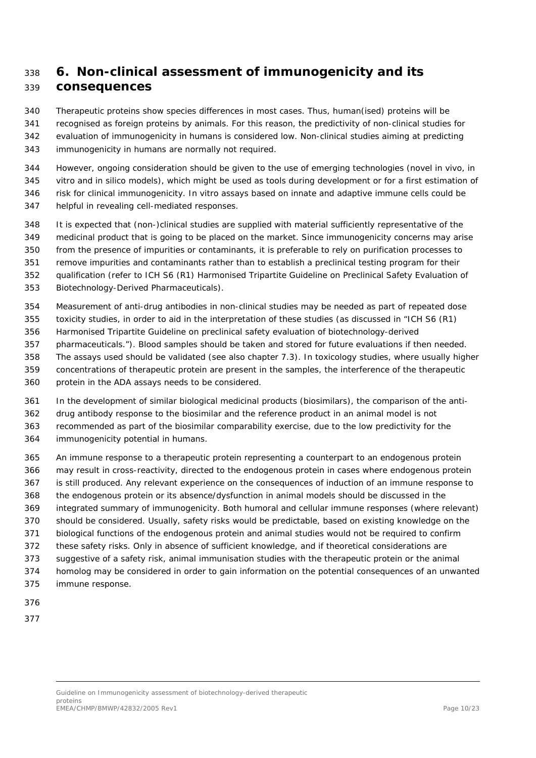# 6. Non-clinical assessment of immunogenicity and its consequences

Therapeutic proteins show species differences in most cases. Thus, human(ised) proteins will be recognised as foreign proteins by animals. For this reason, the predictivity of non-clinical studies for evaluation of immunogenicity in humans is considered low. Non-clinical studies aiming at predicting immunogenicity in humans are normally not required.

However, ongoing consideration should be given to the use of emerging technologies (novel in vivo, in vitro and in silico models), which might be used as tools during development or for a first estimation of risk for clinical immunogenicity. In vitro assays based on innate and adaptive immune cells could be helpful in revealing cell-mediated responses.

It is expected that (non-)clinical studies are supplied with material sufficiently representative of the medicinal product that is going to be placed on the market. Since immunogenicity concerns may arise from the presence of impurities or contaminants, it is preferable to rely on purification processes to remove impurities and contaminants rather than to establish a preclinical testing program for their qualification (refer to ICH S6 (R1) Harmonised Tripartite Guideline on Preclinical Safety Evaluation of Biotechnology-Derived Pharmaceuticals).

Measurement of anti-drug antibodies in non-clinical studies may be needed as part of repeated dose toxicity studies, in order to aid in the interpretation of these studies (as discussed in "ICH S6 (R1) Harmonised Tripartite Guideline on preclinical safety evaluation of biotechnology-derived pharmaceuticals."). Blood samples should be taken and stored for future evaluations if then needed. The assays used should be validated (see also chapter 7.3). In toxicology studies, where usually higher concentrations of therapeutic protein are present in the samples, the interference of the therapeutic protein in the ADA assays needs to be considered.

In the development of similar biological medicinal products (biosimilars), the comparison of the anti-drug antibody response to the biosimilar and the reference product in an animal model is not recommended as part of the biosimilar comparability exercise, due to the low predictivity for the immunogenicity potential in humans.

An immune response to a therapeutic protein representing a counterpart to an endogenous protein may result in cross-reactivity, directed to the endogenous protein in cases where endogenous protein is still produced. Any relevant experience on the consequences of induction of an immune response to the endogenous protein or its absence/dysfunction in animal models should be discussed in the integrated summary of immunogenicity. Both humoral and cellular immune responses (where relevant) should be considered. Usually, safety risks would be predictable, based on existing knowledge on the biological functions of the endogenous protein and animal studies would not be required to confirm these safety risks. Only in absence of sufficient knowledge, and if theoretical considerations are suggestive of a safety risk, animal immunisation studies with the therapeutic protein or the animal homolog may be considered in order to gain information on the potential consequences of an unwanted immune response.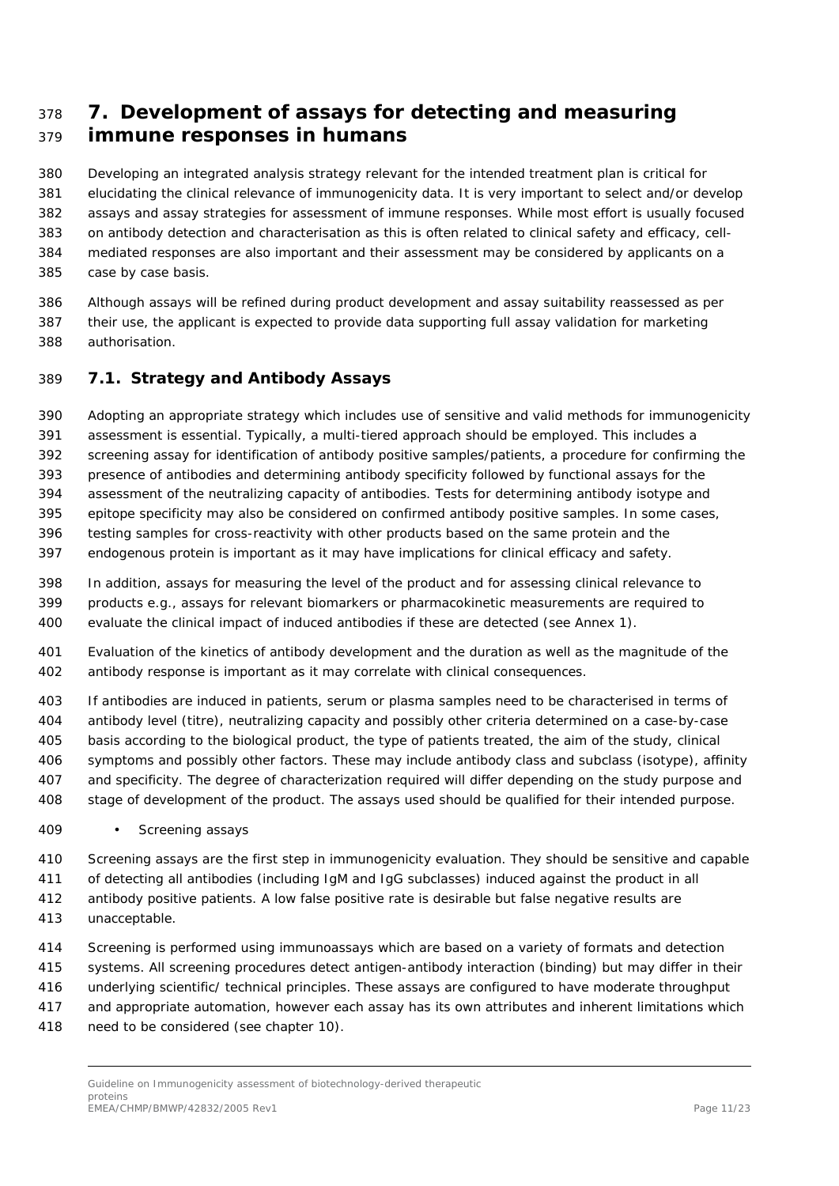# 7. Development of assays for detecting and measuring immune responses in humans

Developing an integrated analysis strategy relevant for the intended treatment plan is critical for elucidating the clinical relevance of immunogenicity data. It is very important to select and/or develop assays and assay strategies for assessment of immune responses. While most effort is usually focused on antibody detection and characterisation as this is often related to clinical safety and efficacy, cell-mediated responses are also important and their assessment may be considered by applicants on a case by case basis.

Although assays will be refined during product development and assay suitability reassessed as per their use, the applicant is expected to provide data supporting full assay validation for marketing authorisation.

## 7.1. Strategy and Antibody Assays

Adopting an appropriate strategy which includes use of sensitive and valid methods for immunogenicity assessment is essential. Typically, a multi-tiered approach should be employed. This includes a screening assay for identification of antibody positive samples/patients, a procedure for confirming the presence of antibodies and determining antibody specificity followed by functional assays for the assessment of the neutralizing capacity of antibodies. Tests for determining antibody isotype and epitope specificity may also be considered on confirmed antibody positive samples. In some cases, testing samples for cross-reactivity with other products based on the same protein and the endogenous protein is important as it may have implications for clinical efficacy and safety.

In addition, assays for measuring the level of the product and for assessing clinical relevance to products e.g., assays for relevant biomarkers or pharmacokinetic measurements are required to evaluate the clinical impact of induced antibodies if these are detected (see Annex 1).

Evaluation of the kinetics of antibody development and the duration as well as the magnitude of the antibody response is important as it may correlate with clinical consequences.

If antibodies are induced in patients, serum or plasma samples need to be characterised in terms of antibody level (titre), neutralizing capacity and possibly other criteria determined on a case-by-case basis according to the biological product, the type of patients treated, the aim of the study, clinical symptoms and possibly other factors. These may include antibody class and subclass (isotype), affinity and specificity. The degree of characterization required will differ depending on the study purpose and stage of development of the product. The assays used should be qualified for their intended purpose.

- Screening assays

Screening assays are the first step in immunogenicity evaluation. They should be sensitive and capable of detecting all antibodies (including IgM and IgG subclasses) induced against the product in all antibody positive patients. A low false positive rate is desirable but false negative results are unacceptable.

Screening is performed using immunoassays which are based on a variety of formats and detection systems. All screening procedures detect antigen-antibody interaction (binding) but may differ in their underlying scientific/ technical principles. These assays are configured to have moderate throughput and appropriate automation, however each assay has its own attributes and inherent limitations which need to be considered (see chapter 10).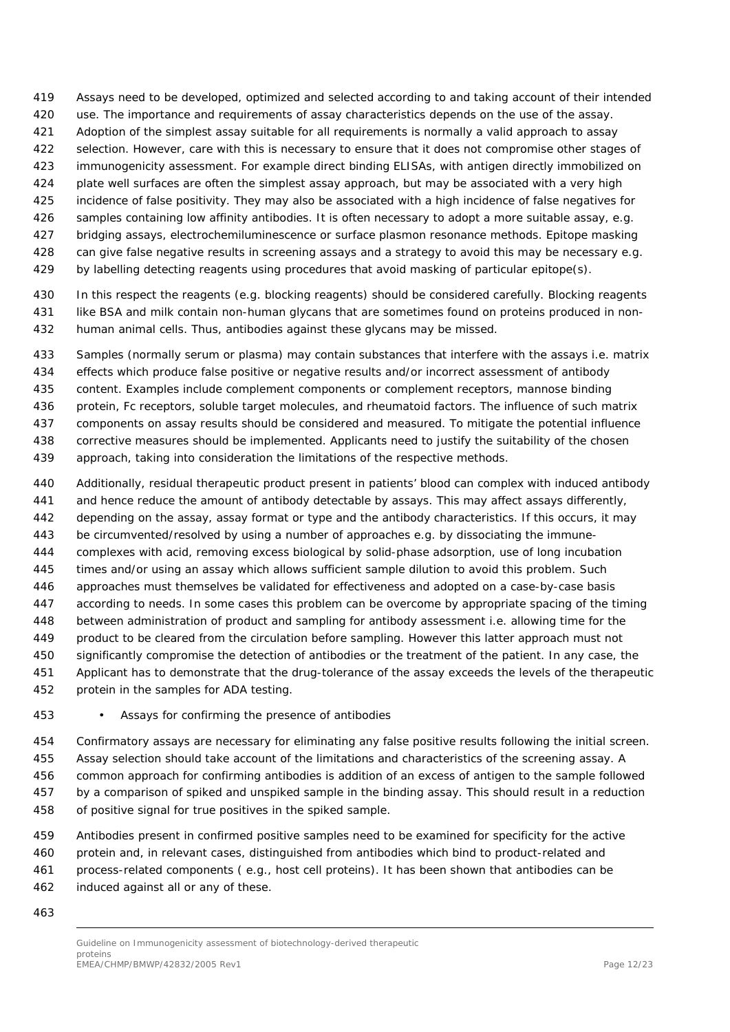Assays need to be developed, optimized and selected according to and taking account of their intended use. The importance and requirements of assay characteristics depends on the use of the assay. Adoption of the simplest assay suitable for all requirements is normally a valid approach to assay selection. However, care with this is necessary to ensure that it does not compromise other stages of immunogenicity assessment. For example direct binding ELISAs, with antigen directly immobilized on plate well surfaces are often the simplest assay approach, but may be associated with a very high incidence of false positivity. They may also be associated with a high incidence of false negatives for samples containing low affinity antibodies. It is often necessary to adopt a more suitable assay, e.g. bridging assays, electrochemiluminescence or surface plasmon resonance methods. Epitope masking can give false negative results in screening assays and a strategy to avoid this may be necessary e.g. by labelling detecting reagents using procedures that avoid masking of particular epitope(s).

In this respect the reagents (e.g. blocking reagents) should be considered carefully. Blocking reagents like BSA and milk contain non-human glycans that are sometimes found on proteins produced in non-human animal cells. Thus, antibodies against these glycans may be missed.

Samples (normally serum or plasma) may contain substances that interfere with the assays i.e. matrix effects which produce false positive or negative results and/or incorrect assessment of antibody content. Examples include complement components or complement receptors, mannose binding protein, Fc receptors, soluble target molecules, and rheumatoid factors. The influence of such matrix components on assay results should be considered and measured. To mitigate the potential influence corrective measures should be implemented. Applicants need to justify the suitability of the chosen approach, taking into consideration the limitations of the respective methods.

Additionally, residual therapeutic product present in patients' blood can complex with induced antibody and hence reduce the amount of antibody detectable by assays. This may affect assays differently, depending on the assay, assay format or type and the antibody characteristics. If this occurs, it may be circumvented/resolved by using a number of approaches e.g. by dissociating the immune-complexes with acid, removing excess biological by solid-phase adsorption, use of long incubation times and/or using an assay which allows sufficient sample dilution to avoid this problem. Such approaches must themselves be validated for effectiveness and adopted on a case-by-case basis according to needs. In some cases this problem can be overcome by appropriate spacing of the timing between administration of product and sampling for antibody assessment i.e. allowing time for the product to be cleared from the circulation before sampling. However this latter approach must not significantly compromise the detection of antibodies or the treatment of the patient. In any case, the Applicant has to demonstrate that the drug-tolerance of the assay exceeds the levels of the therapeutic protein in the samples for ADA testing.

- Assays for confirming the presence of antibodies

Confirmatory assays are necessary for eliminating any false positive results following the initial screen. Assay selection should take account of the limitations and characteristics of the screening assay. A common approach for confirming antibodies is addition of an excess of antigen to the sample followed by a comparison of spiked and unspiked sample in the binding assay. This should result in a reduction of positive signal for true positives in the spiked sample.

Antibodies present in confirmed positive samples need to be examined for specificity for the active protein and, in relevant cases, distinguished from antibodies which bind to product-related and process-related components ( e.g., host cell proteins). It has been shown that antibodies can be induced against all or any of these.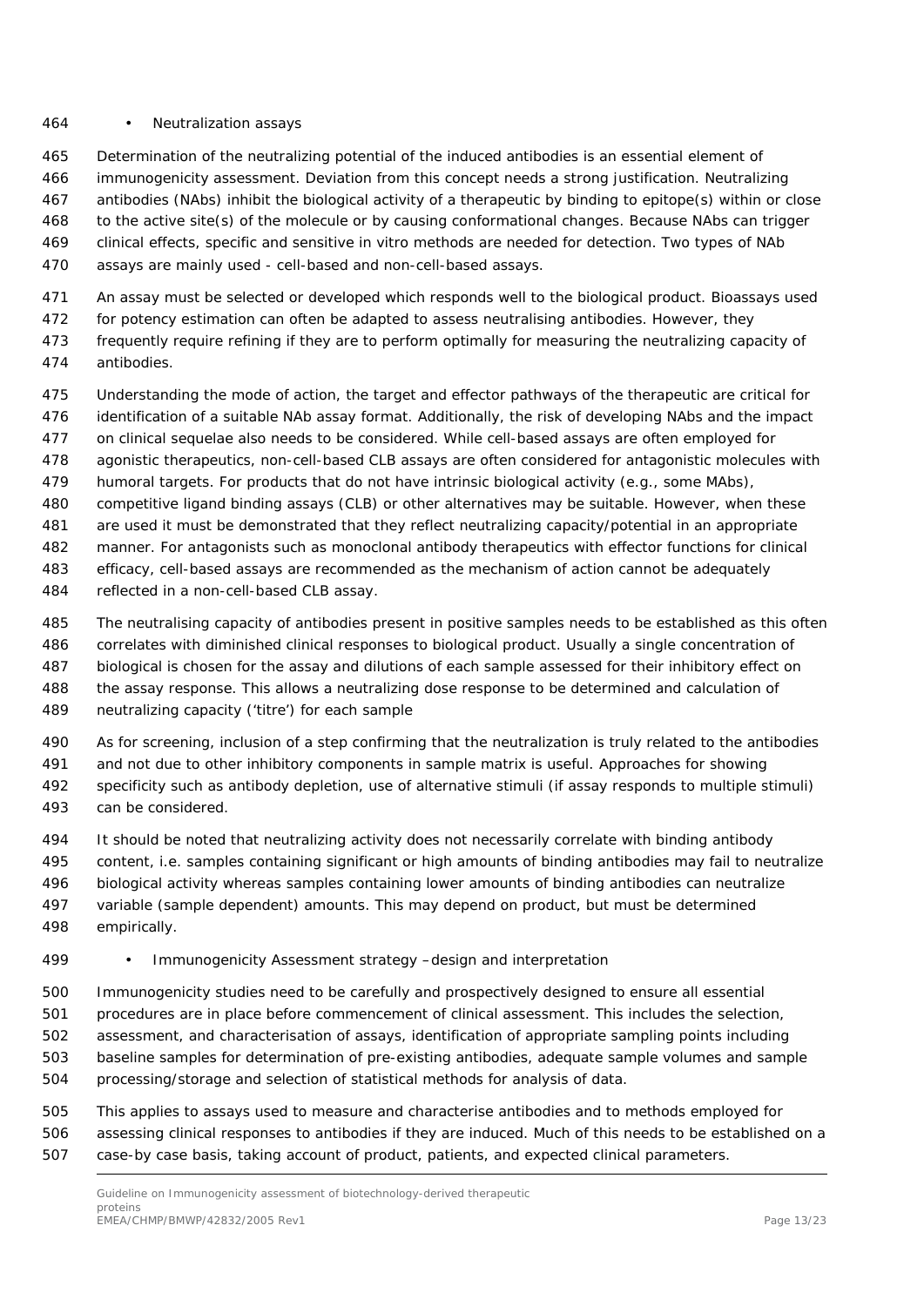- Neutralization assays

Determination of the neutralizing potential of the induced antibodies is an essential element of immunogenicity assessment. Deviation from this concept needs a strong justification. Neutralizing antibodies (NAbs) inhibit the biological activity of a therapeutic by binding to epitope(s) within or close to the active site(s) of the molecule or by causing conformational changes. Because NAbs can trigger clinical effects, specific and sensitive in vitro methods are needed for detection. Two types of NAb assays are mainly used - cell-based and non-cell-based assays.

An assay must be selected or developed which responds well to the biological product. Bioassays used for potency estimation can often be adapted to assess neutralising antibodies. However, they frequently require refining if they are to perform optimally for measuring the neutralizing capacity of antibodies.

Understanding the mode of action, the target and effector pathways of the therapeutic are critical for identification of a suitable NAb assay format. Additionally, the risk of developing NAbs and the impact on clinical sequelae also needs to be considered. While cell-based assays are often employed for agonistic therapeutics, non-cell-based CLB assays are often considered for antagonistic molecules with humoral targets. For products that do not have intrinsic biological activity (e.g., some MAbs), competitive ligand binding assays (CLB) or other alternatives may be suitable. However, when these are used it must be demonstrated that they reflect neutralizing capacity/potential in an appropriate manner. For antagonists such as monoclonal antibody therapeutics with effector functions for clinical efficacy, cell-based assays are recommended as the mechanism of action cannot be adequately reflected in a non-cell-based CLB assay.

The neutralising capacity of antibodies present in positive samples needs to be established as this often correlates with diminished clinical responses to biological product. Usually a single concentration of biological is chosen for the assay and dilutions of each sample assessed for their inhibitory effect on the assay response. This allows a neutralizing dose response to be determined and calculation of neutralizing capacity ('titre') for each sample

As for screening, inclusion of a step confirming that the neutralization is truly related to the antibodies and not due to other inhibitory components in sample matrix is useful. Approaches for showing specificity such as antibody depletion, use of alternative stimuli (if assay responds to multiple stimuli) can be considered.

It should be noted that neutralizing activity does not necessarily correlate with binding antibody content, i.e. samples containing significant or high amounts of binding antibodies may fail to neutralize biological activity whereas samples containing lower amounts of binding antibodies can neutralize variable (sample dependent) amounts. This may depend on product, but must be determined empirically.

- Immunogenicity Assessment strategy –design and interpretation

Immunogenicity studies need to be carefully and prospectively designed to ensure all essential procedures are in place before commencement of clinical assessment. This includes the selection, assessment, and characterisation of assays, identification of appropriate sampling points including baseline samples for determination of pre-existing antibodies, adequate sample volumes and sample processing/storage and selection of statistical methods for analysis of data.

This applies to assays used to measure and characterise antibodies and to methods employed for assessing clinical responses to antibodies if they are induced. Much of this needs to be established on a case-by case basis, taking account of product, patients, and expected clinical parameters.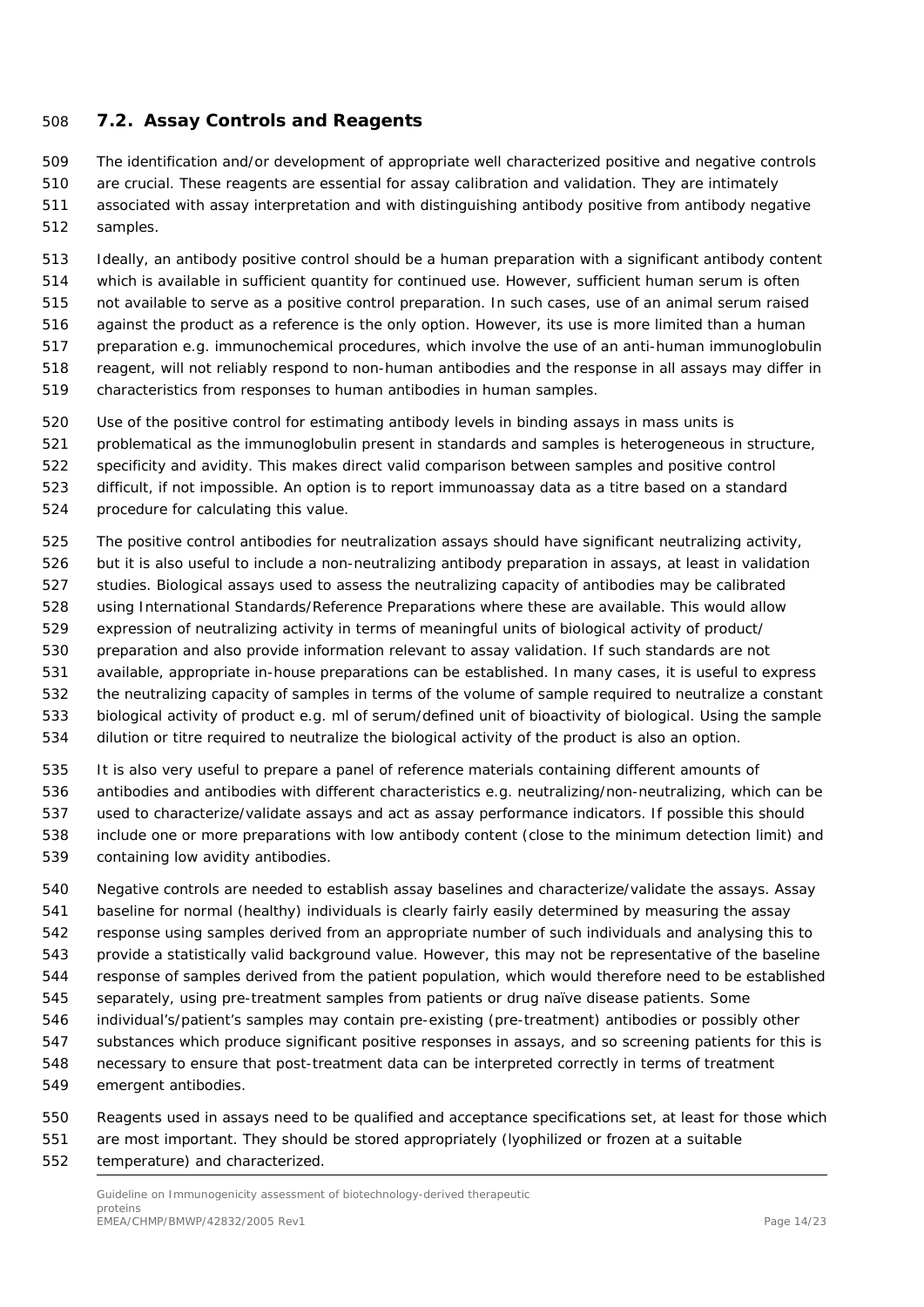## 7.2. Assay Controls and Reagents

The identification and/or development of appropriate well characterized positive and negative controls are crucial. These reagents are essential for assay calibration and validation. They are intimately associated with assay interpretation and with distinguishing antibody positive from antibody negative samples.

Ideally, an antibody positive control should be a human preparation with a significant antibody content which is available in sufficient quantity for continued use. However, sufficient human serum is often not available to serve as a positive control preparation. In such cases, use of an animal serum raised against the product as a reference is the only option. However, its use is more limited than a human preparation e.g. immunochemical procedures, which involve the use of an anti-human immunoglobulin reagent, will not reliably respond to non-human antibodies and the response in all assays may differ in characteristics from responses to human antibodies in human samples.

Use of the positive control for estimating antibody levels in binding assays in mass units is problematical as the immunoglobulin present in standards and samples is heterogeneous in structure, specificity and avidity. This makes direct valid comparison between samples and positive control difficult, if not impossible. An option is to report immunoassay data as a titre based on a standard procedure for calculating this value.

The positive control antibodies for neutralization assays should have significant neutralizing activity, but it is also useful to include a non-neutralizing antibody preparation in assays, at least in validation studies. Biological assays used to assess the neutralizing capacity of antibodies may be calibrated using International Standards/Reference Preparations where these are available. This would allow expression of neutralizing activity in terms of meaningful units of biological activity of product/ preparation and also provide information relevant to assay validation. If such standards are not available, appropriate in-house preparations can be established. In many cases, it is useful to express the neutralizing capacity of samples in terms of the volume of sample required to neutralize a constant biological activity of product e.g. ml of serum/defined unit of bioactivity of biological. Using the sample dilution or titre required to neutralize the biological activity of the product is also an option.

It is also very useful to prepare a panel of reference materials containing different amounts of antibodies and antibodies with different characteristics e.g. neutralizing/non-neutralizing, which can be used to characterize/validate assays and act as assay performance indicators. If possible this should include one or more preparations with low antibody content (close to the minimum detection limit) and containing low avidity antibodies.

Negative controls are needed to establish assay baselines and characterize/validate the assays. Assay baseline for normal (healthy) individuals is clearly fairly easily determined by measuring the assay response using samples derived from an appropriate number of such individuals and analysing this to provide a statistically valid background value. However, this may not be representative of the baseline response of samples derived from the patient population, which would therefore need to be established separately, using pre-treatment samples from patients or drug naïve disease patients. Some individual's/patient's samples may contain pre-existing (pre-treatment) antibodies or possibly other substances which produce significant positive responses in assays, and so screening patients for this is necessary to ensure that post-treatment data can be interpreted correctly in terms of treatment emergent antibodies.

Reagents used in assays need to be qualified and acceptance specifications set, at least for those which are most important. They should be stored appropriately (lyophilized or frozen at a suitable temperature) and characterized.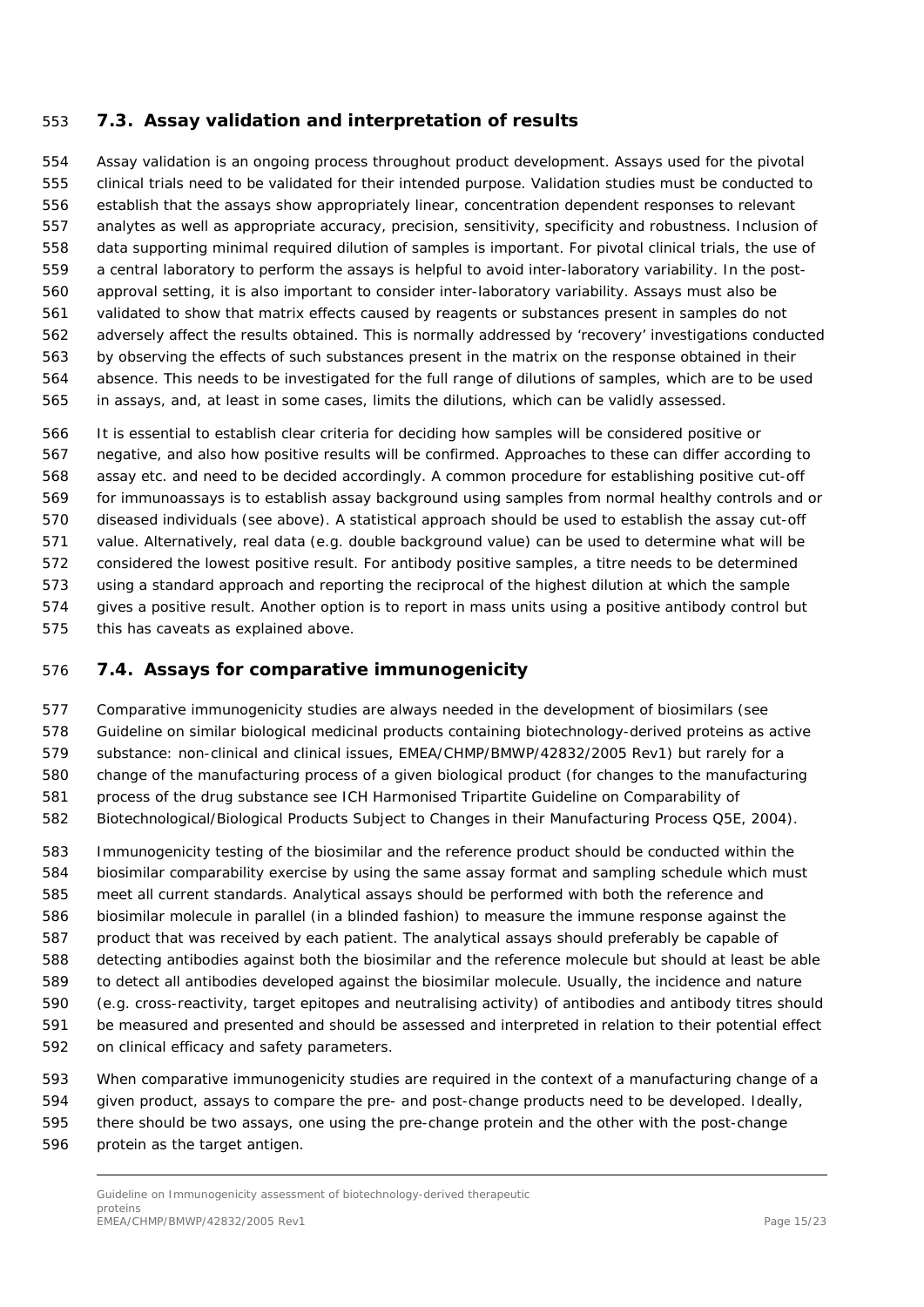## 7.3. Assay validation and interpretation of results

Assay validation is an ongoing process throughout product development. Assays used for the pivotal clinical trials need to be validated for their intended purpose. Validation studies must be conducted to establish that the assays show appropriately linear, concentration dependent responses to relevant analytes as well as appropriate accuracy, precision, sensitivity, specificity and robustness. Inclusion of data supporting minimal required dilution of samples is important. For pivotal clinical trials, the use of a central laboratory to perform the assays is helpful to avoid inter-laboratory variability. In the post-approval setting, it is also important to consider inter-laboratory variability. Assays must also be validated to show that matrix effects caused by reagents or substances present in samples do not adversely affect the results obtained. This is normally addressed by 'recovery' investigations conducted by observing the effects of such substances present in the matrix on the response obtained in their absence. This needs to be investigated for the full range of dilutions of samples, which are to be used in assays, and, at least in some cases, limits the dilutions, which can be validly assessed.

It is essential to establish clear criteria for deciding how samples will be considered positive or negative, and also how positive results will be confirmed. Approaches to these can differ according to assay etc. and need to be decided accordingly. A common procedure for establishing positive cut-off for immunoassays is to establish assay background using samples from normal healthy controls and or diseased individuals (see above). A statistical approach should be used to establish the assay cut-off value. Alternatively, real data (e.g. double background value) can be used to determine what will be considered the lowest positive result. For antibody positive samples, a titre needs to be determined using a standard approach and reporting the reciprocal of the highest dilution at which the sample gives a positive result. Another option is to report in mass units using a positive antibody control but this has caveats as explained above.

## 7.4. Assays for comparative immunogenicity

Comparative immunogenicity studies are always needed in the development of biosimilars (see Guideline on similar biological medicinal products containing biotechnology-derived proteins as active substance: non-clinical and clinical issues, EMEA/CHMP/BMWP/42832/2005 Rev1) but rarely for a change of the manufacturing process of a given biological product (for changes to the manufacturing process of the drug substance see ICH Harmonised Tripartite Guideline on Comparability of Biotechnological/Biological Products Subject to Changes in their Manufacturing Process Q5E, 2004).

Immunogenicity testing of the biosimilar and the reference product should be conducted within the biosimilar comparability exercise by using the same assay format and sampling schedule which must meet all current standards. Analytical assays should be performed with both the reference and biosimilar molecule in parallel (in a blinded fashion) to measure the immune response against the product that was received by each patient. The analytical assays should preferably be capable of detecting antibodies against both the biosimilar and the reference molecule but should at least be able to detect all antibodies developed against the biosimilar molecule. Usually, the incidence and nature (e.g. cross-reactivity, target epitopes and neutralising activity) of antibodies and antibody titres should be measured and presented and should be assessed and interpreted in relation to their potential effect on clinical efficacy and safety parameters.

When comparative immunogenicity studies are required in the context of a manufacturing change of a given product, assays to compare the pre- and post-change products need to be developed. Ideally, there should be two assays, one using the pre-change protein and the other with the post-change protein as the target antigen.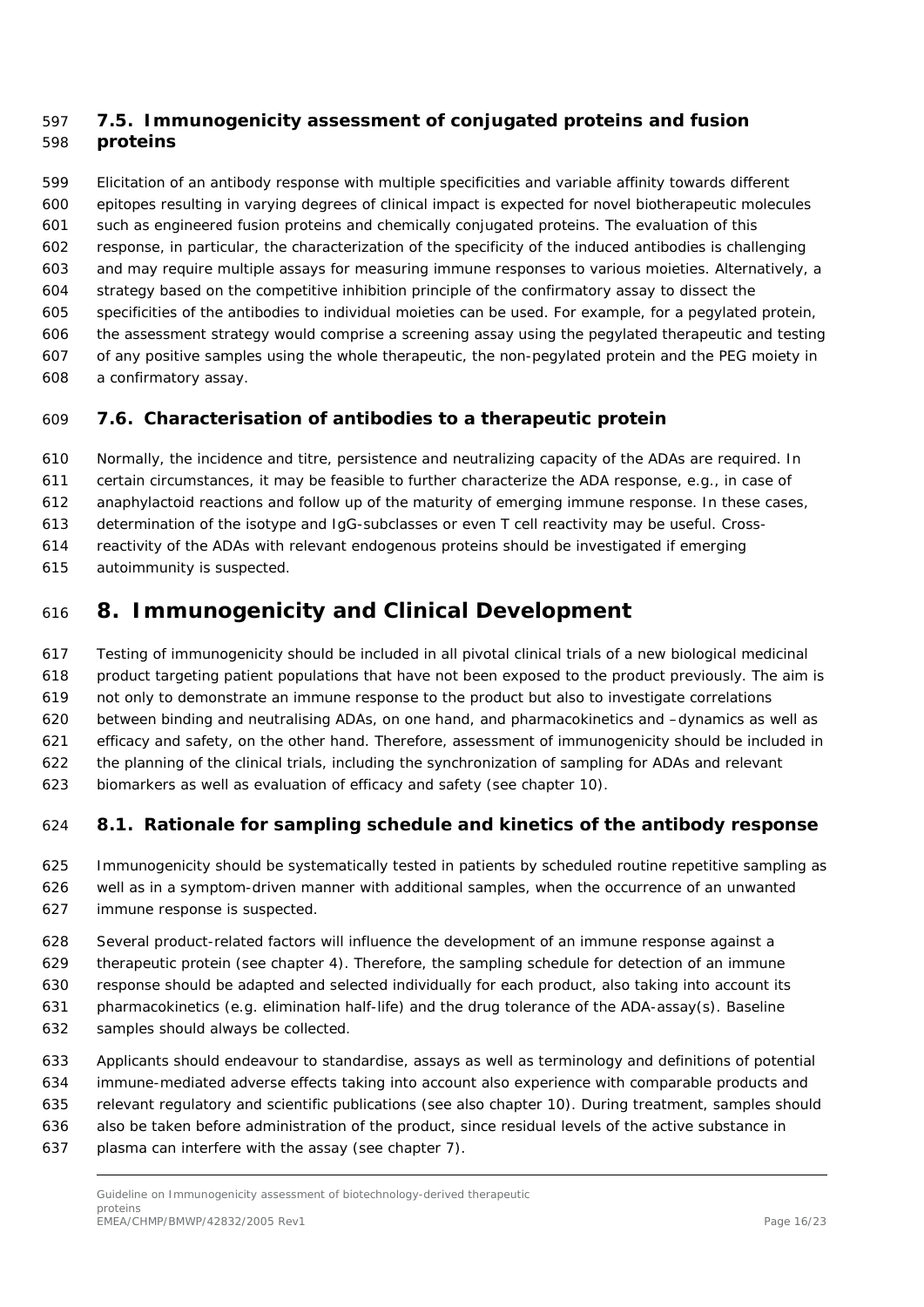### 7.5. Immunogenicity assessment of conjugated proteins and fusion proteins

Elicitation of an antibody response with multiple specificities and variable affinity towards different epitopes resulting in varying degrees of clinical impact is expected for novel biotherapeutic molecules such as engineered fusion proteins and chemically conjugated proteins. The evaluation of this response, in particular, the characterization of the specificity of the induced antibodies is challenging and may require multiple assays for measuring immune responses to various moieties. Alternatively, a strategy based on the competitive inhibition principle of the confirmatory assay to dissect the specificities of the antibodies to individual moieties can be used. For example, for a pegylated protein, the assessment strategy would comprise a screening assay using the pegylated therapeutic and testing of any positive samples using the whole therapeutic, the non-pegylated protein and the PEG moiety in a confirmatory assay.

### 7.6. Characterisation of antibodies to a therapeutic protein

Normally, the incidence and titre, persistence and neutralizing capacity of the ADAs are required. In certain circumstances, it may be feasible to further characterize the ADA response, e.g., in case of anaphylactoid reactions and follow up of the maturity of emerging immune response. In these cases, determination of the isotype and IgG-subclasses or even T cell reactivity may be useful. Cross-reactivity of the ADAs with relevant endogenous proteins should be investigated if emerging autoimmunity is suspected.

## 8. Immunogenicity and Clinical Development

Testing of immunogenicity should be included in all pivotal clinical trials of a new biological medicinal product targeting patient populations that have not been exposed to the product previously. The aim is not only to demonstrate an immune response to the product but also to investigate correlations between binding and neutralising ADAs, on one hand, and pharmacokinetics and –dynamics as well as efficacy and safety, on the other hand. Therefore, assessment of immunogenicity should be included in the planning of the clinical trials, including the synchronization of sampling for ADAs and relevant biomarkers as well as evaluation of efficacy and safety (see chapter 10).

### 8.1. Rationale for sampling schedule and kinetics of the antibody response

Immunogenicity should be systematically tested in patients by scheduled routine repetitive sampling as well as in a symptom-driven manner with additional samples, when the occurrence of an unwanted immune response is suspected.

Several product-related factors will influence the development of an immune response against a therapeutic protein (see chapter 4). Therefore, the sampling schedule for detection of an immune response should be adapted and selected individually for each product, also taking into account its pharmacokinetics (e.g. elimination half-life) and the drug tolerance of the ADA-assay(s). Baseline samples should always be collected.

Applicants should endeavour to standardise, assays as well as terminology and definitions of potential immune-mediated adverse effects taking into account also experience with comparable products and relevant regulatory and scientific publications (see also chapter 10). During treatment, samples should also be taken before administration of the product, since residual levels of the active substance in plasma can interfere with the assay (see chapter 7).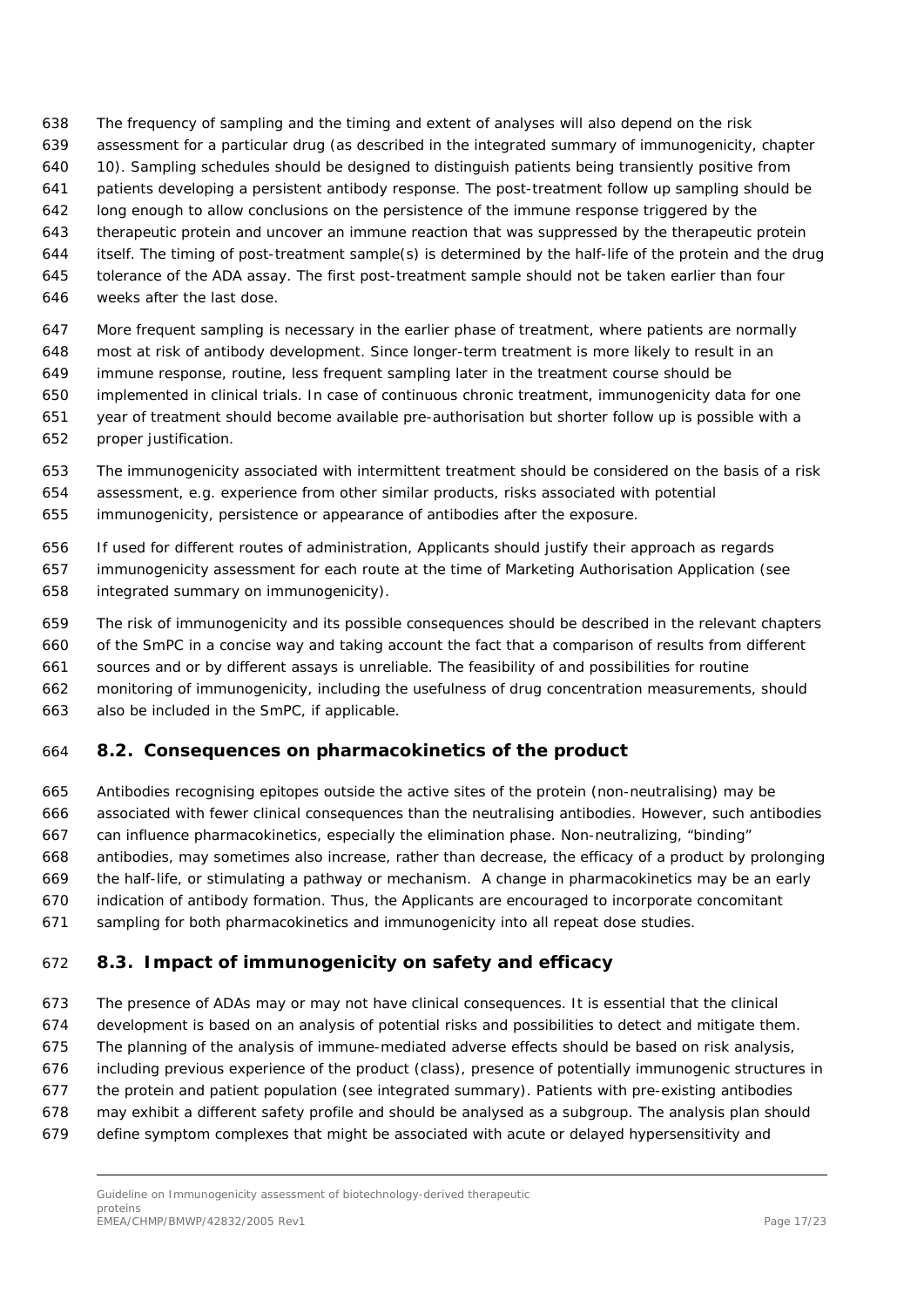The frequency of sampling and the timing and extent of analyses will also depend on the risk assessment for a particular drug (as described in the integrated summary of immunogenicity, chapter 10). Sampling schedules should be designed to distinguish patients being transiently positive from patients developing a persistent antibody response. The post-treatment follow up sampling should be long enough to allow conclusions on the persistence of the immune response triggered by the therapeutic protein and uncover an immune reaction that was suppressed by the therapeutic protein itself. The timing of post-treatment sample(s) is determined by the half-life of the protein and the drug tolerance of the ADA assay. The first post-treatment sample should not be taken earlier than four weeks after the last dose.

More frequent sampling is necessary in the earlier phase of treatment, where patients are normally most at risk of antibody development. Since longer-term treatment is more likely to result in an immune response, routine, less frequent sampling later in the treatment course should be implemented in clinical trials. In case of continuous chronic treatment, immunogenicity data for one year of treatment should become available pre-authorisation but shorter follow up is possible with a proper justification.

The immunogenicity associated with intermittent treatment should be considered on the basis of a risk assessment, e.g. experience from other similar products, risks associated with potential immunogenicity, persistence or appearance of antibodies after the exposure.

If used for different routes of administration, Applicants should justify their approach as regards immunogenicity assessment for each route at the time of Marketing Authorisation Application (see integrated summary on immunogenicity).

The risk of immunogenicity and its possible consequences should be described in the relevant chapters of the SmPC in a concise way and taking account the fact that a comparison of results from different sources and or by different assays is unreliable. The feasibility of and possibilities for routine monitoring of immunogenicity, including the usefulness of drug concentration measurements, should also be included in the SmPC, if applicable.

## 8.2. Consequences on pharmacokinetics of the product

Antibodies recognising epitopes outside the active sites of the protein (non-neutralising) may be associated with fewer clinical consequences than the neutralising antibodies. However, such antibodies can influence pharmacokinetics, especially the elimination phase. Non-neutralizing, "binding" antibodies, may sometimes also increase, rather than decrease, the efficacy of a product by prolonging the half-life, or stimulating a pathway or mechanism. A change in pharmacokinetics may be an early indication of antibody formation. Thus, the Applicants are encouraged to incorporate concomitant sampling for both pharmacokinetics and immunogenicity into all repeat dose studies.

## 8.3. Impact of immunogenicity on safety and efficacy

The presence of ADAs may or may not have clinical consequences. It is essential that the clinical development is based on an analysis of potential risks and possibilities to detect and mitigate them. The planning of the analysis of immune-mediated adverse effects should be based on risk analysis, including previous experience of the product (class), presence of potentially immunogenic structures in the protein and patient population (see integrated summary). Patients with pre-existing antibodies may exhibit a different safety profile and should be analysed as a subgroup. The analysis plan should define symptom complexes that might be associated with acute or delayed hypersensitivity and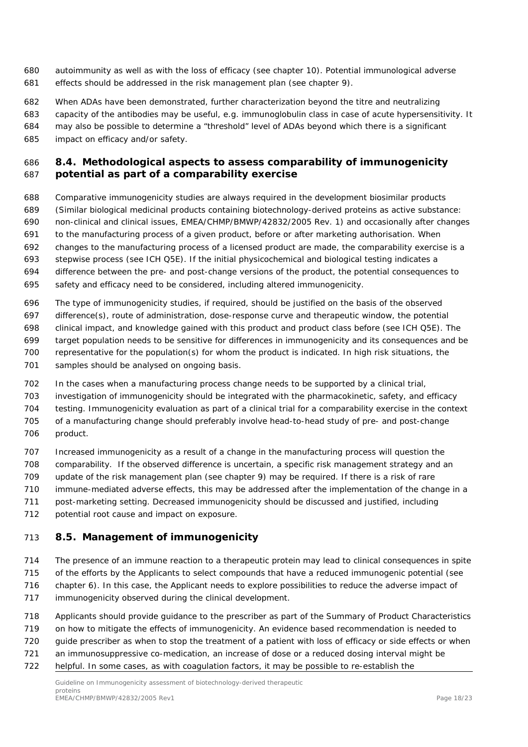autoimmunity as well as with the loss of efficacy (see chapter 10). Potential immunological adverse effects should be addressed in the risk management plan (see chapter 9).

When ADAs have been demonstrated, further characterization beyond the titre and neutralizing capacity of the antibodies may be useful, e.g. immunoglobulin class in case of acute hypersensitivity. It may also be possible to determine a "threshold" level of ADAs beyond which there is a significant impact on efficacy and/or safety.

## 8.4. Methodological aspects to assess comparability of immunogenicity potential as part of a comparability exercise

Comparative immunogenicity studies are always required in the development biosimilar products (Similar biological medicinal products containing biotechnology-derived proteins as active substance: non-clinical and clinical issues, EMEA/CHMP/BMWP/42832/2005 Rev. 1) and occasionally after changes to the manufacturing process of a given product, before or after marketing authorisation. When changes to the manufacturing process of a licensed product are made, the comparability exercise is a stepwise process (see ICH Q5E). If the initial physicochemical and biological testing indicates a difference between the pre- and post-change versions of the product, the potential consequences to safety and efficacy need to be considered, including altered immunogenicity.

The type of immunogenicity studies, if required, should be justified on the basis of the observed difference(s), route of administration, dose-response curve and therapeutic window, the potential clinical impact, and knowledge gained with this product and product class before (see ICH Q5E). The target population needs to be sensitive for differences in immunogenicity and its consequences and be representative for the population(s) for whom the product is indicated. In high risk situations, the samples should be analysed on ongoing basis.

In the cases when a manufacturing process change needs to be supported by a clinical trial, investigation of immunogenicity should be integrated with the pharmacokinetic, safety, and efficacy testing. Immunogenicity evaluation as part of a clinical trial for a comparability exercise in the context of a manufacturing change should preferably involve head-to-head study of pre- and post-change product.

Increased immunogenicity as a result of a change in the manufacturing process will question the comparability. If the observed difference is uncertain, a specific risk management strategy and an update of the risk management plan (see chapter 9) may be required. If there is a risk of rare immune-mediated adverse effects, this may be addressed after the implementation of the change in a post-marketing setting. Decreased immunogenicity should be discussed and justified, including potential root cause and impact on exposure.

## 8.5. Management of immunogenicity

The presence of an immune reaction to a therapeutic protein may lead to clinical consequences in spite of the efforts by the Applicants to select compounds that have a reduced immunogenic potential (see chapter 6). In this case, the Applicant needs to explore possibilities to reduce the adverse impact of immunogenicity observed during the clinical development.

Applicants should provide guidance to the prescriber as part of the Summary of Product Characteristics on how to mitigate the effects of immunogenicity. An evidence based recommendation is needed to guide prescriber as when to stop the treatment of a patient with loss of efficacy or side effects or when an immunosuppressive co-medication, an increase of dose or a reduced dosing interval might be helpful. In some cases, as with coagulation factors, it may be possible to re-establish the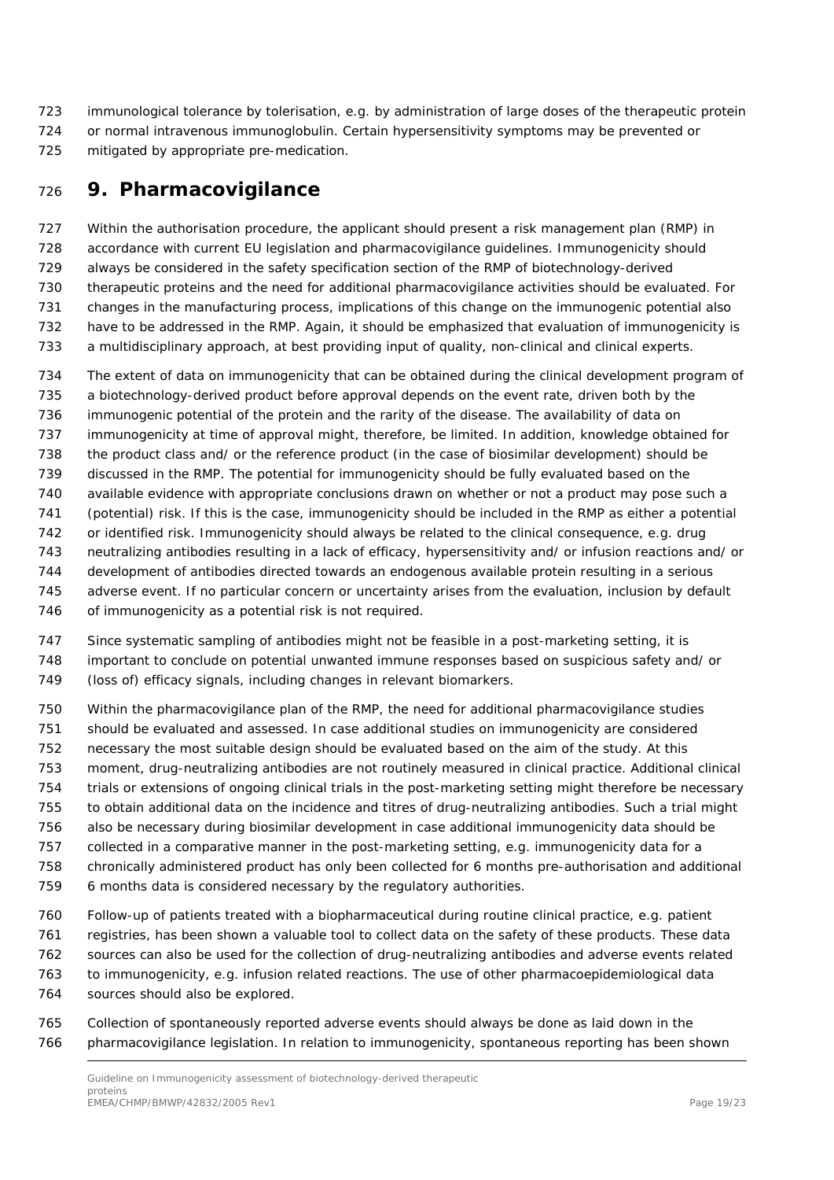immunological tolerance by tolerisation, e.g. by administration of large doses of the therapeutic protein or normal intravenous immunoglobulin. Certain hypersensitivity symptoms may be prevented or mitigated by appropriate pre-medication.

# 9. Pharmacovigilance

Within the authorisation procedure, the applicant should present a risk management plan (RMP) in accordance with current EU legislation and pharmacovigilance guidelines. Immunogenicity should always be considered in the safety specification section of the RMP of biotechnology-derived therapeutic proteins and the need for additional pharmacovigilance activities should be evaluated. For changes in the manufacturing process, implications of this change on the immunogenic potential also have to be addressed in the RMP. Again, it should be emphasized that evaluation of immunogenicity is a multidisciplinary approach, at best providing input of quality, non-clinical and clinical experts.

The extent of data on immunogenicity that can be obtained during the clinical development program of a biotechnology-derived product before approval depends on the event rate, driven both by the immunogenic potential of the protein and the rarity of the disease. The availability of data on immunogenicity at time of approval might, therefore, be limited. In addition, knowledge obtained for the product class and/ or the reference product (in the case of biosimilar development) should be discussed in the RMP. The potential for immunogenicity should be fully evaluated based on the available evidence with appropriate conclusions drawn on whether or not a product may pose such a (potential) risk. If this is the case, immunogenicity should be included in the RMP as either a potential or identified risk. Immunogenicity should always be related to the clinical consequence, e.g. drug neutralizing antibodies resulting in a lack of efficacy, hypersensitivity and/ or infusion reactions and/ or development of antibodies directed towards an endogenous available protein resulting in a serious adverse event. If no particular concern or uncertainty arises from the evaluation, inclusion by default of immunogenicity as a potential risk is not required.

Since systematic sampling of antibodies might not be feasible in a post-marketing setting, it is important to conclude on potential unwanted immune responses based on suspicious safety and/ or (loss of) efficacy signals, including changes in relevant biomarkers.

Within the pharmacovigilance plan of the RMP, the need for additional pharmacovigilance studies should be evaluated and assessed. In case additional studies on immunogenicity are considered necessary the most suitable design should be evaluated based on the aim of the study. At this moment, drug-neutralizing antibodies are not routinely measured in clinical practice. Additional clinical trials or extensions of ongoing clinical trials in the post-marketing setting might therefore be necessary to obtain additional data on the incidence and titres of drug-neutralizing antibodies. Such a trial might also be necessary during biosimilar development in case additional immunogenicity data should be collected in a comparative manner in the post-marketing setting, e.g. immunogenicity data for a chronically administered product has only been collected for 6 months pre-authorisation and additional 6 months data is considered necessary by the regulatory authorities.

Follow-up of patients treated with a biopharmaceutical during routine clinical practice, e.g. patient registries, has been shown a valuable tool to collect data on the safety of these products. These data sources can also be used for the collection of drug-neutralizing antibodies and adverse events related to immunogenicity, e.g. infusion related reactions. The use of other pharmacoepidemiological data sources should also be explored.

Collection of spontaneously reported adverse events should always be done as laid down in the pharmacovigilance legislation. In relation to immunogenicity, spontaneous reporting has been shown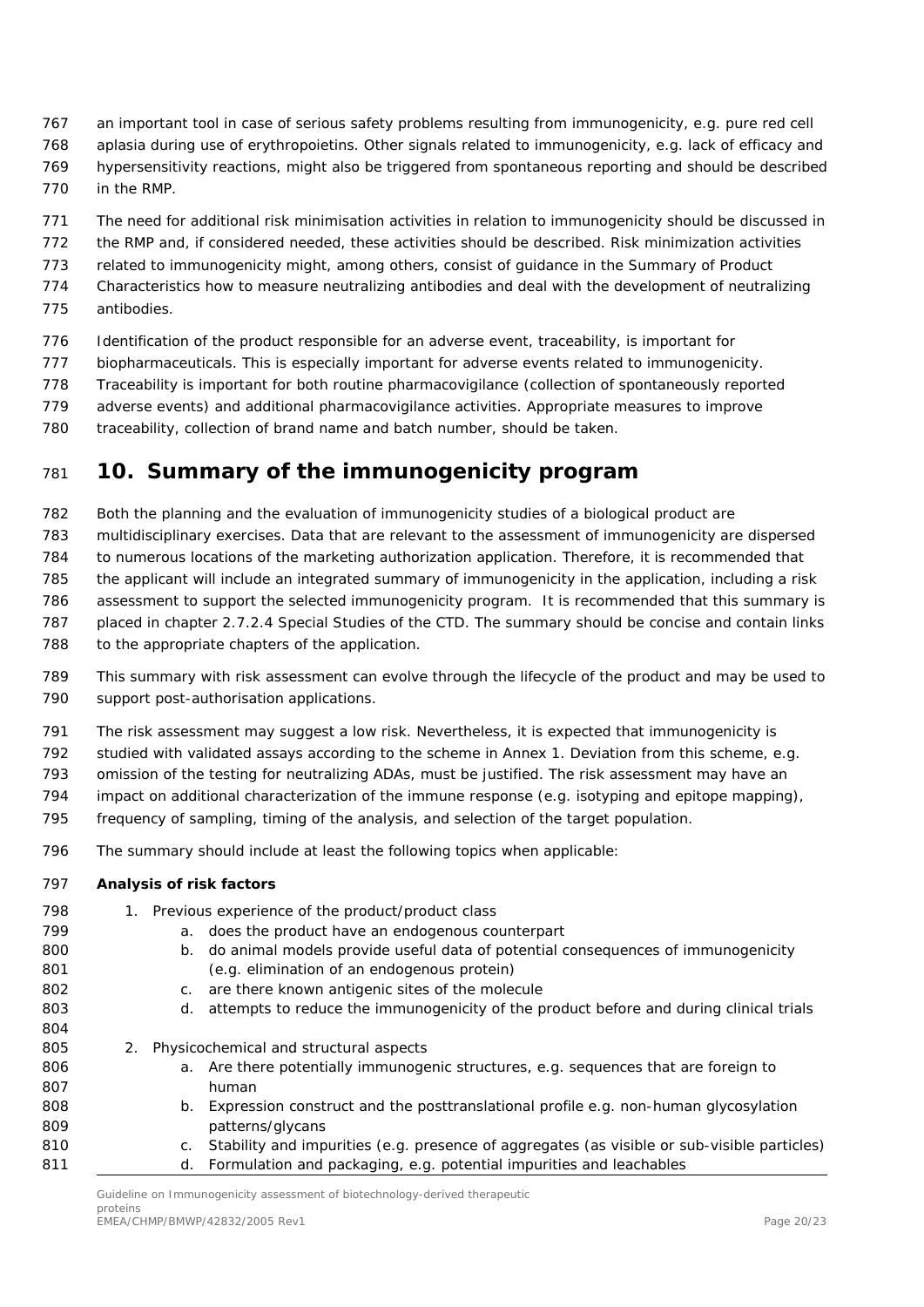an important tool in case of serious safety problems resulting from immunogenicity, e.g. pure red cell aplasia during use of erythropoietins. Other signals related to immunogenicity, e.g. lack of efficacy and hypersensitivity reactions, might also be triggered from spontaneous reporting and should be described in the RMP.

The need for additional risk minimisation activities in relation to immunogenicity should be discussed in the RMP and, if considered needed, these activities should be described. Risk minimization activities related to immunogenicity might, among others, consist of guidance in the Summary of Product Characteristics how to measure neutralizing antibodies and deal with the development of neutralizing antibodies.

Identification of the product responsible for an adverse event, traceability, is important for biopharmaceuticals. This is especially important for adverse events related to immunogenicity. Traceability is important for both routine pharmacovigilance (collection of spontaneously reported adverse events) and additional pharmacovigilance activities. Appropriate measures to improve traceability, collection of brand name and batch number, should be taken.

# 10. Summary of the immunogenicity program

Both the planning and the evaluation of immunogenicity studies of a biological product are multidisciplinary exercises. Data that are relevant to the assessment of immunogenicity are dispersed to numerous locations of the marketing authorization application. Therefore, it is recommended that the applicant will include an integrated summary of immunogenicity in the application, including a risk assessment to support the selected immunogenicity program. It is recommended that this summary is placed in chapter 2.7.2.4 Special Studies of the CTD. The summary should be concise and contain links to the appropriate chapters of the application.

This summary with risk assessment can evolve through the lifecycle of the product and may be used to support post-authorisation applications.

The risk assessment may suggest a low risk. Nevertheless, it is expected that immunogenicity is studied with validated assays according to the scheme in Annex 1. Deviation from this scheme, e.g. omission of the testing for neutralizing ADAs, must be justified. The risk assessment may have an impact on additional characterization of the immune response (e.g. isotyping and epitope mapping), frequency of sampling, timing of the analysis, and selection of the target population.

The summary should include at least the following topics when applicable:

**Analysis of risk factors**

1. Previous experience of the product/product class
   a. does the product have an endogenous counterpart
   b. do animal models provide useful data of potential consequences of immunogenicity (e.g. elimination of an endogenous protein)
   c. are there known antigenic sites of the molecule
   d. attempts to reduce the immunogenicity of the product before and during clinical trials

2. Physicochemical and structural aspects
   a. Are there potentially immunogenic structures, e.g. sequences that are foreign to human
   b. Expression construct and the posttranslational profile e.g. non-human glycosylation patterns/glycans
   c. Stability and impurities (e.g. presence of aggregates (as visible or sub-visible particles)
   d. Formulation and packaging, e.g. potential impurities and leachables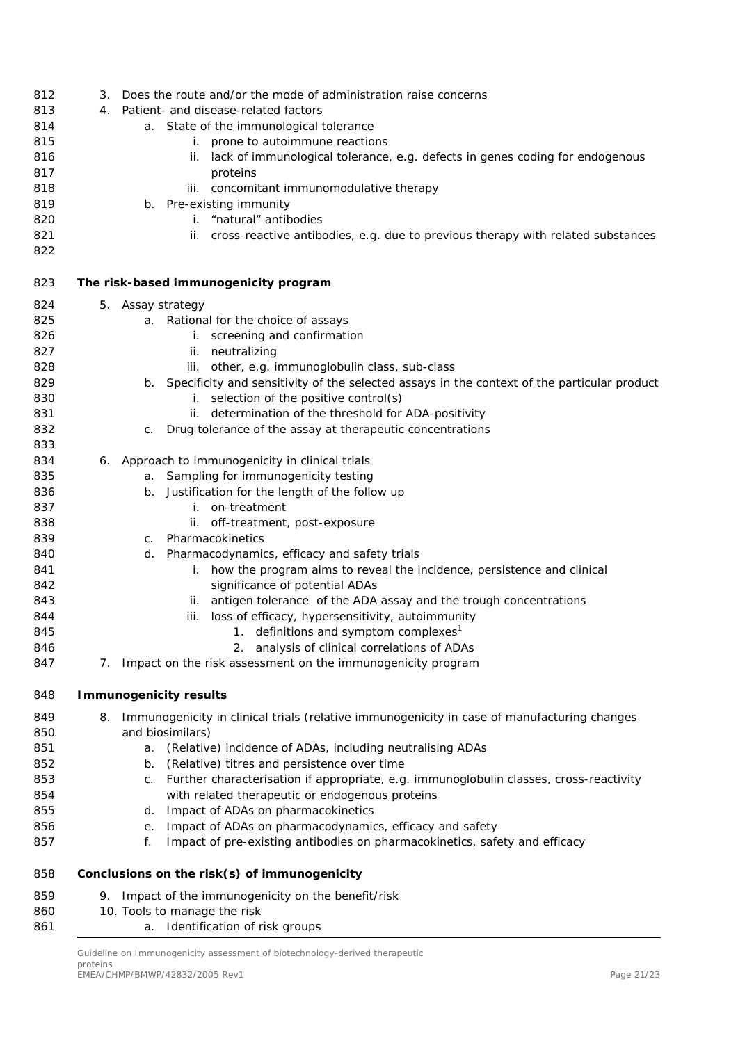3. Does the route and/or the mode of administration raise concerns
4. Patient- and disease-related factors
    a. State of the immunological tolerance
        i. prone to autoimmune reactions
        ii. lack of immunological tolerance, e.g. defects in genes coding for endogenous proteins
        iii. concomitant immunomodulative therapy
    b. Pre-existing immunity
        i. "natural" antibodies
        ii. cross-reactive antibodies, e.g. due to previous therapy with related substances

**The risk-based immunogenicity program**

5. Assay strategy
    a. Rational for the choice of assays
        i. screening and confirmation
        ii. neutralizing
        iii. other, e.g. immunoglobulin class, sub-class
    b. Specificity and sensitivity of the selected assays in the context of the particular product
        i. selection of the positive control(s)
        ii. determination of the threshold for ADA-positivity
    c. Drug tolerance of the assay at therapeutic concentrations

6. Approach to immunogenicity in clinical trials
    a. Sampling for immunogenicity testing
    b. Justification for the length of the follow up
        i. on-treatment
        ii. off-treatment, post-exposure
    c. Pharmacokinetics
    d. Pharmacodynamics, efficacy and safety trials
        i. how the program aims to reveal the incidence, persistence and clinical significance of potential ADAs
        ii. antigen tolerance of the ADA assay and the trough concentrations
        iii. loss of efficacy, hypersensitivity, autoimmunity
            1. definitions and symptom complexes[1]
            2. analysis of clinical correlations of ADAs
7. Impact on the risk assessment on the immunogenicity program

**Immunogenicity results**

8. Immunogenicity in clinical trials (relative immunogenicity in case of manufacturing changes and biosimilars)
    a. (Relative) incidence of ADAs, including neutralising ADAs
    b. (Relative) titres and persistence over time
    c. Further characterisation if appropriate, e.g. immunoglobulin classes, cross-reactivity with related therapeutic or endogenous proteins
    d. Impact of ADAs on pharmacokinetics
    e. Impact of ADAs on pharmacodynamics, efficacy and safety
    f. Impact of pre-existing antibodies on pharmacokinetics, safety and efficacy

**Conclusions on the risk(s) of immunogenicity**

9. Impact of the immunogenicity on the benefit/risk
10. Tools to manage the risk
    a. Identification of risk groups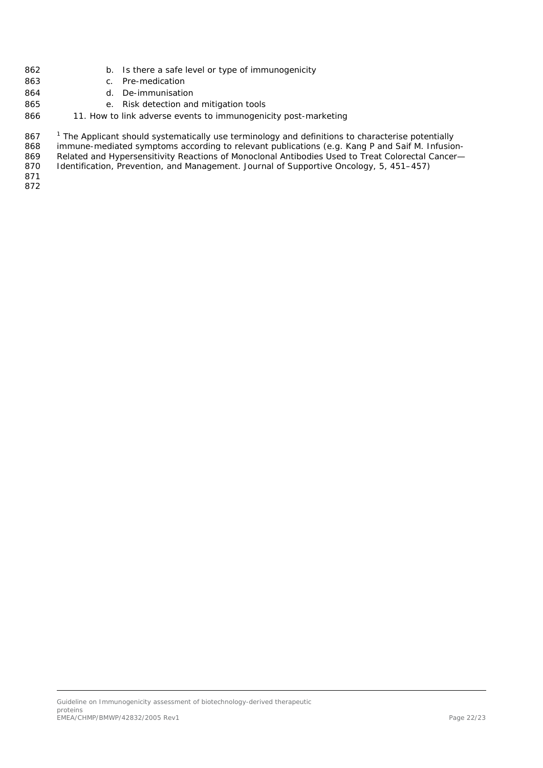b. Is there a safe level or type of immunogenicity
   c. Pre-medication
   d. De-immunisation
   e. Risk detection and mitigation tools

11. How to link adverse events to immunogenicity post-marketing

[1] The Applicant should systematically use terminology and definitions to characterise potentially immune-mediated symptoms according to relevant publications (e.g. Kang P and Saif M. Infusion-Related and Hypersensitivity Reactions of Monoclonal Antibodies Used to Treat Colorectal Cancer—Identification, Prevention, and Management. Journal of Supportive Oncology, 5, 451–457)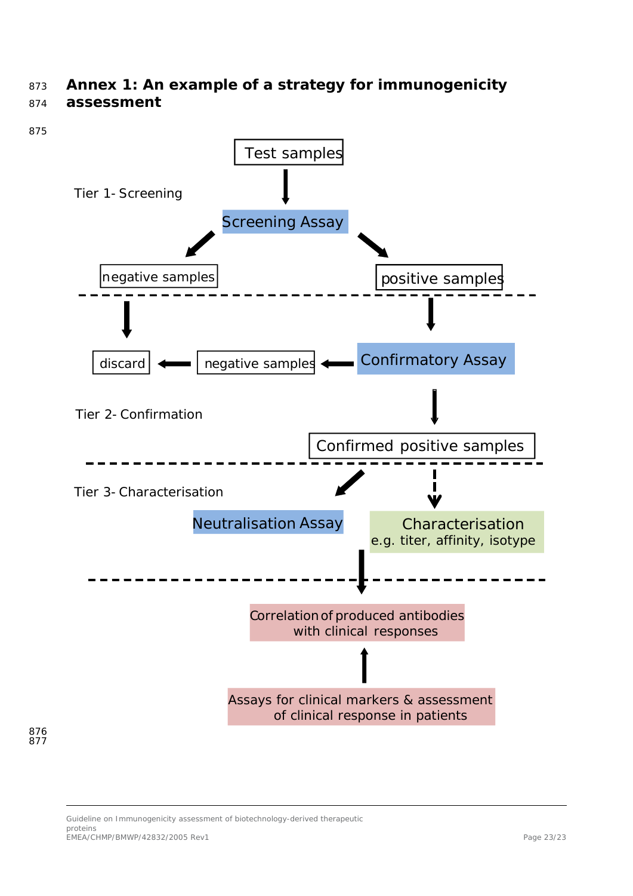## Annex 1: An example of a strategy for immunogenicity assessment

Test samples

Tier 1- Screening

Screening Assay

negative samples

positive samples

discard

negative samples

Confirmatory Assay

Tier 2- Confirmation

Confirmed positive samples

Tier 3- Characterisation

Neutralisation Assay

Characterisation
e.g. titer, affinity, isotype

Correlation of produced antibodies with clinical responses

Assays for clinical markers & assessment of clinical response in patients